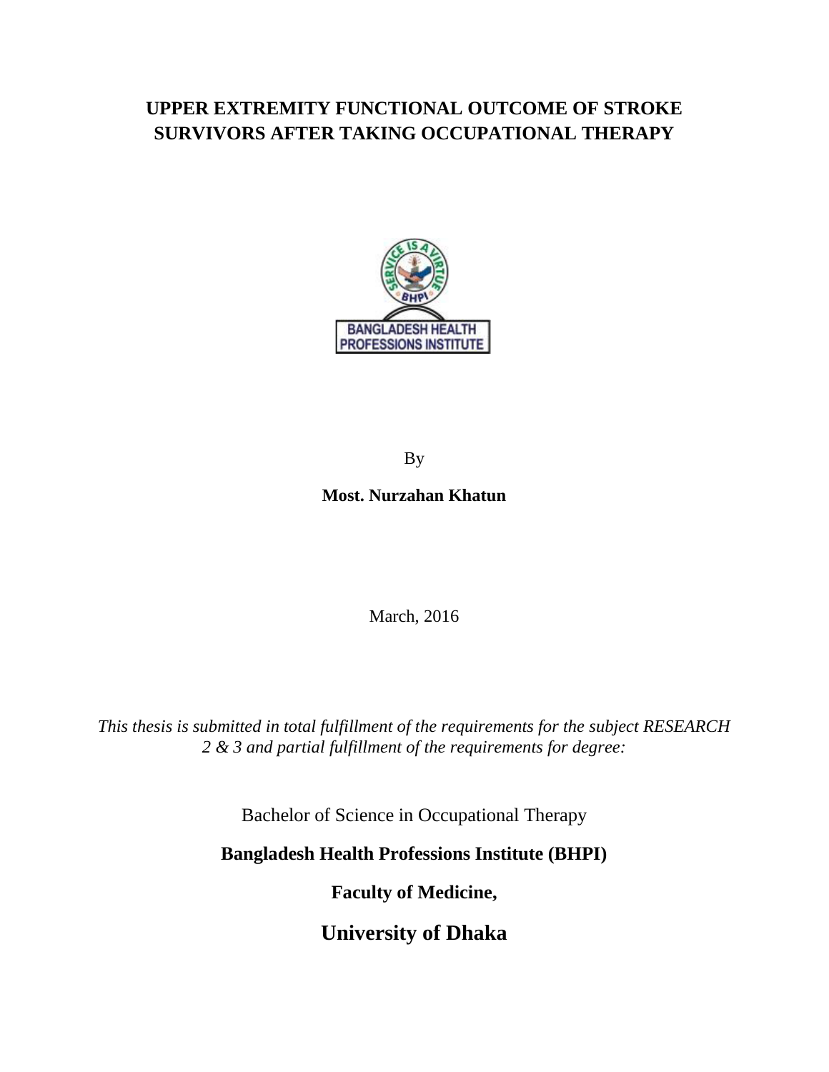# UPPER EXTREMITY FUNCTIONAL OUTCOME OF STROKE SURVIVORS AFTER TAKING OCCUPATIONAL THERAPY

By

**Most. Nurzahan Khatun**

March, 2016

*This thesis is submitted in total fulfillment of the requirements for the subject RESEARCH 2 & 3 and partial fulfillment of the requirements for degree:*

Bachelor of Science in Occupational Therapy

**Bangladesh Health Professions Institute (BHPI)**

**Faculty of Medicine,**

**University of Dhaka**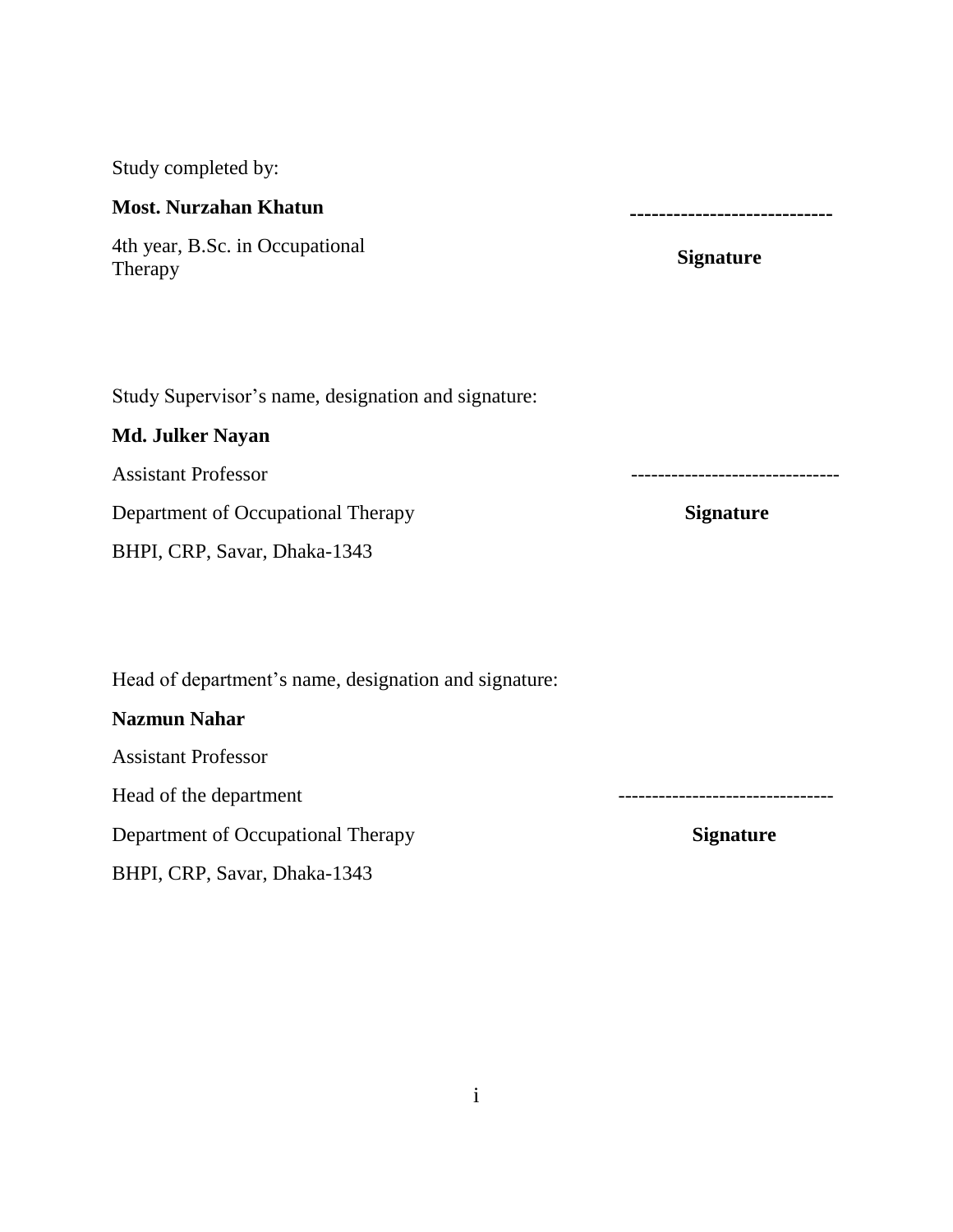Study completed by:

**Most. Nurzahan Khatun**

4th year, B.Sc. in Occupational Therapy

**----------------------------**

**Signature**

Study Supervisor's name, designation and signature:

**Md. Julker Nayan**

Assistant Professor

Department of Occupational Therapy

BHPI, CRP, Savar, Dhaka-1343

------------------------------

**Signature**

Head of department's name, designation and signature:

**Nazmun Nahar**

Assistant Professor

Head of the department

Department of Occupational Therapy

BHPI, CRP, Savar, Dhaka-1343

-------------------------------

**Signature**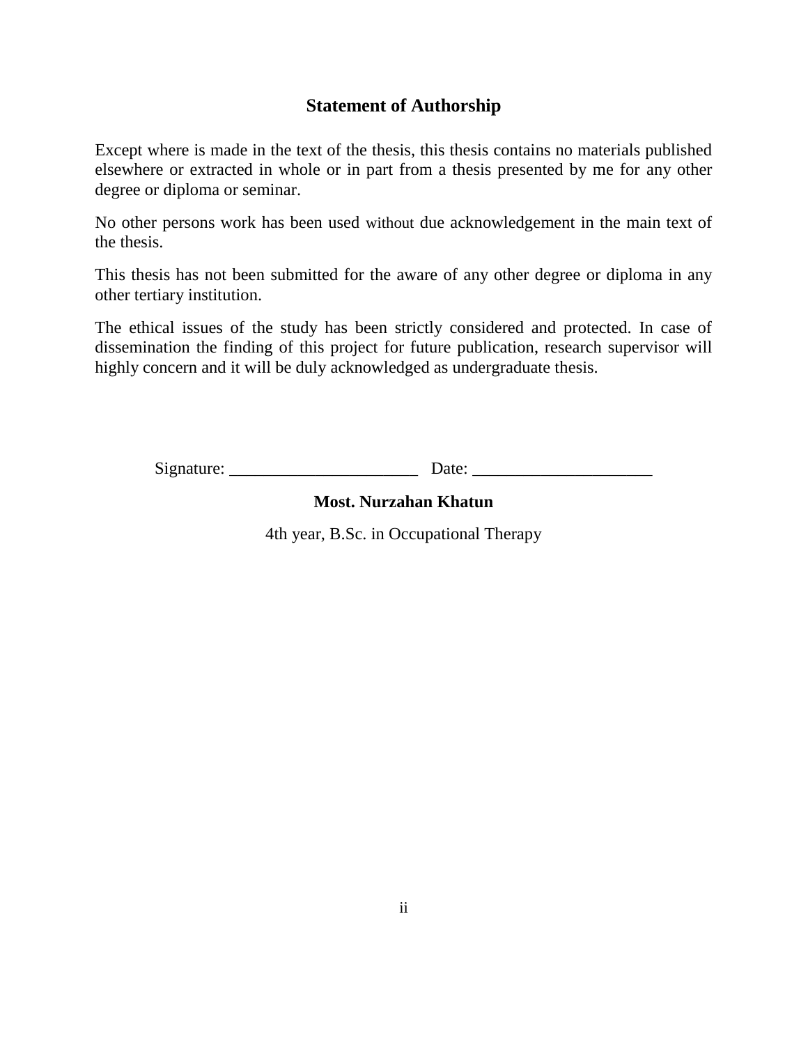## Statement of Authorship

Except where is made in the text of the thesis, this thesis contains no materials published elsewhere or extracted in whole or in part from a thesis presented by me for any other degree or diploma or seminar.

No other persons work has been used without due acknowledgement in the main text of the thesis.

This thesis has not been submitted for the aware of any other degree or diploma in any other tertiary institution.

The ethical issues of the study has been strictly considered and protected. In case of dissemination the finding of this project for future publication, research supervisor will highly concern and it will be duly acknowledged as undergraduate thesis.

Signature: ______________________ Date: _____________________

**Most. Nurzahan Khatun**

4th year, B.Sc. in Occupational Therapy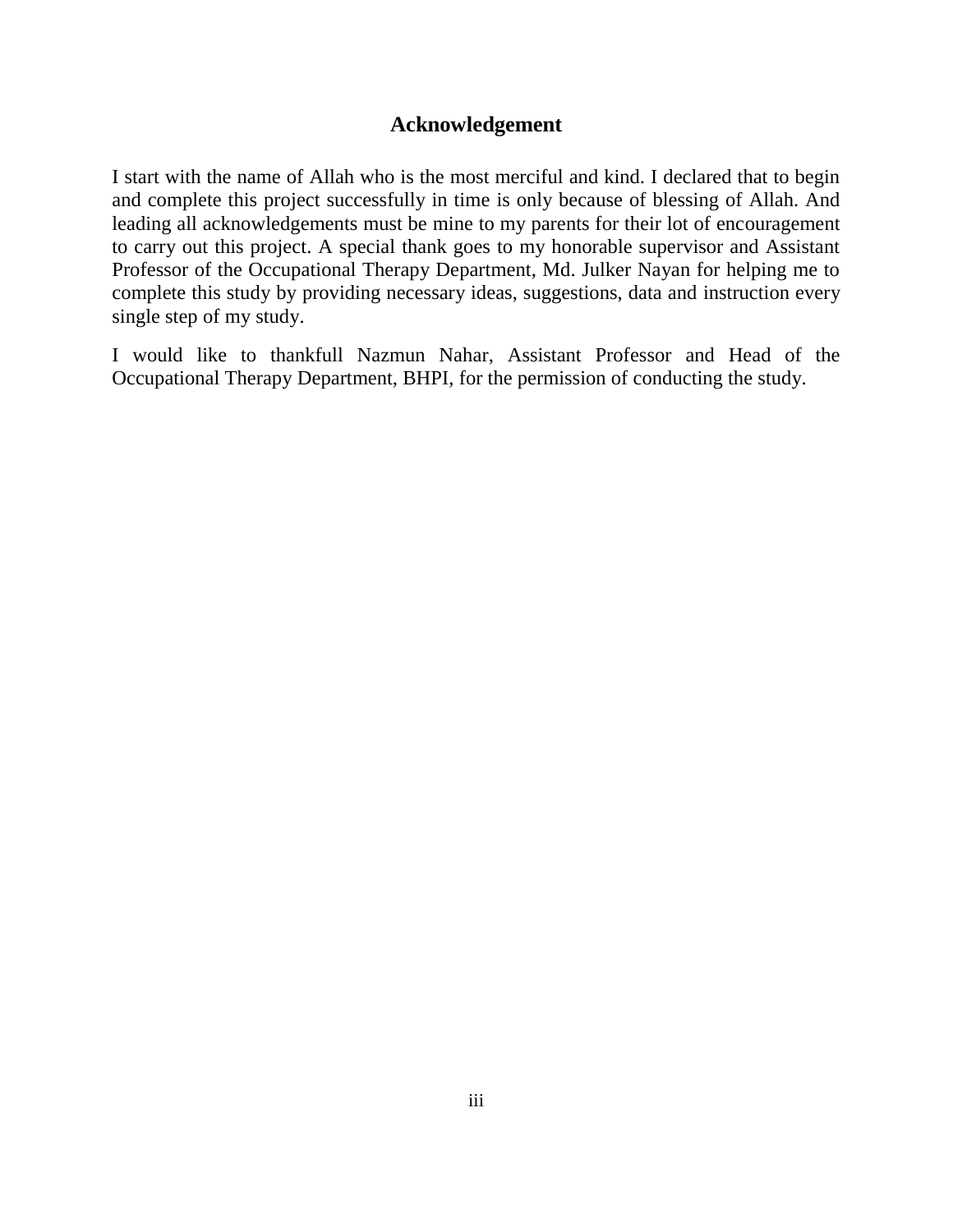# Acknowledgement

I start with the name of Allah who is the most merciful and kind. I declared that to begin and complete this project successfully in time is only because of blessing of Allah. And leading all acknowledgements must be mine to my parents for their lot of encouragement to carry out this project. A special thank goes to my honorable supervisor and Assistant Professor of the Occupational Therapy Department, Md. Julker Nayan for helping me to complete this study by providing necessary ideas, suggestions, data and instruction every single step of my study.

I would like to thankfull Nazmun Nahar, Assistant Professor and Head of the Occupational Therapy Department, BHPI, for the permission of conducting the study.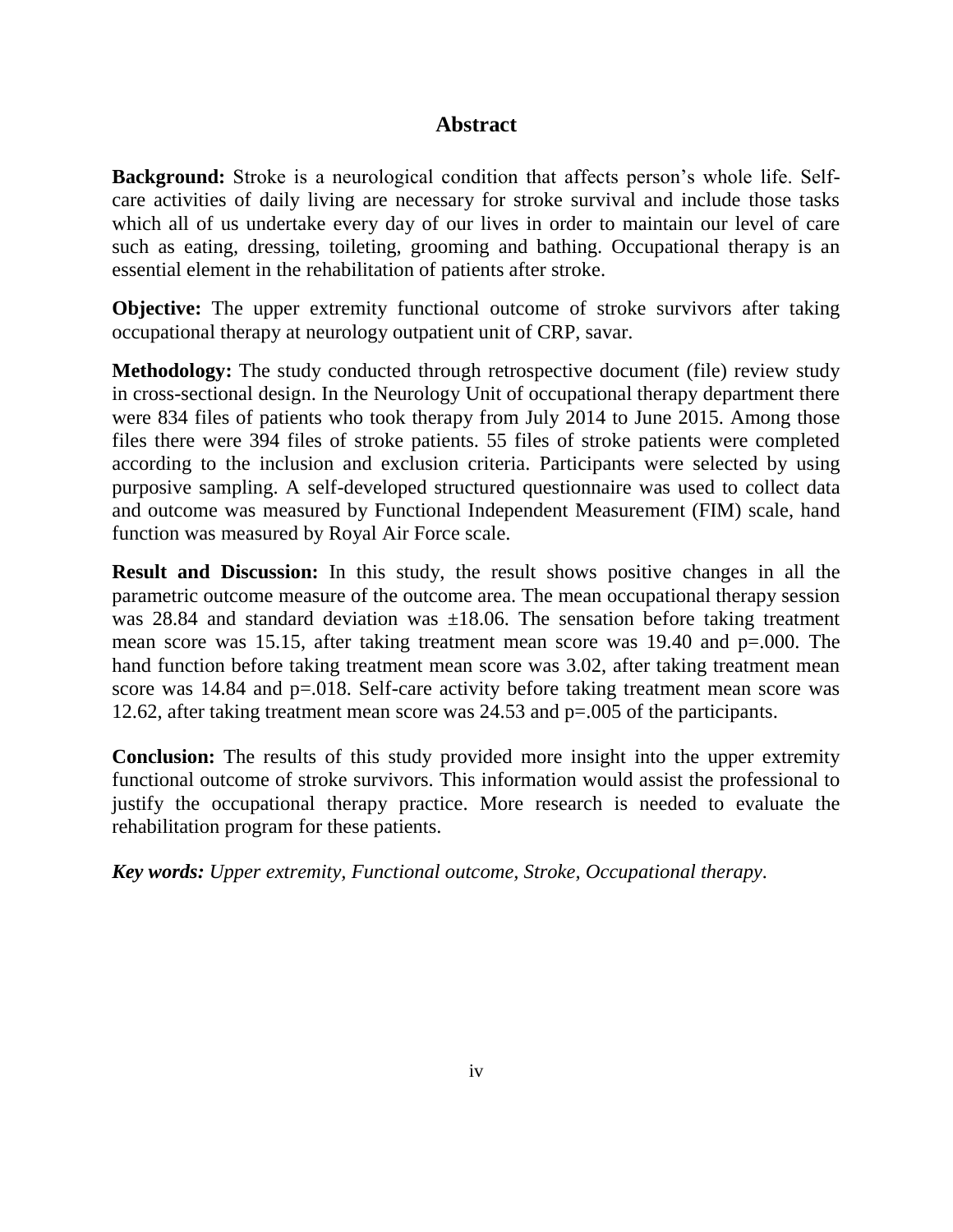# Abstract

**Background:** Stroke is a neurological condition that affects person's whole life. Self-care activities of daily living are necessary for stroke survival and include those tasks which all of us undertake every day of our lives in order to maintain our level of care such as eating, dressing, toileting, grooming and bathing. Occupational therapy is an essential element in the rehabilitation of patients after stroke.

**Objective:** The upper extremity functional outcome of stroke survivors after taking occupational therapy at neurology outpatient unit of CRP, savar.

**Methodology:** The study conducted through retrospective document (file) review study in cross-sectional design. In the Neurology Unit of occupational therapy department there were 834 files of patients who took therapy from July 2014 to June 2015. Among those files there were 394 files of stroke patients. 55 files of stroke patients were completed according to the inclusion and exclusion criteria. Participants were selected by using purposive sampling. A self-developed structured questionnaire was used to collect data and outcome was measured by Functional Independent Measurement (FIM) scale, hand function was measured by Royal Air Force scale.

**Result and Discussion:** In this study, the result shows positive changes in all the parametric outcome measure of the outcome area. The mean occupational therapy session was 28.84 and standard deviation was ±18.06. The sensation before taking treatment mean score was 15.15, after taking treatment mean score was 19.40 and p=.000. The hand function before taking treatment mean score was 3.02, after taking treatment mean score was 14.84 and p=.018. Self-care activity before taking treatment mean score was 12.62, after taking treatment mean score was 24.53 and p=.005 of the participants.

**Conclusion:** The results of this study provided more insight into the upper extremity functional outcome of stroke survivors. This information would assist the professional to justify the occupational therapy practice. More research is needed to evaluate the rehabilitation program for these patients.

***Key words:** Upper extremity, Functional outcome, Stroke, Occupational therapy.*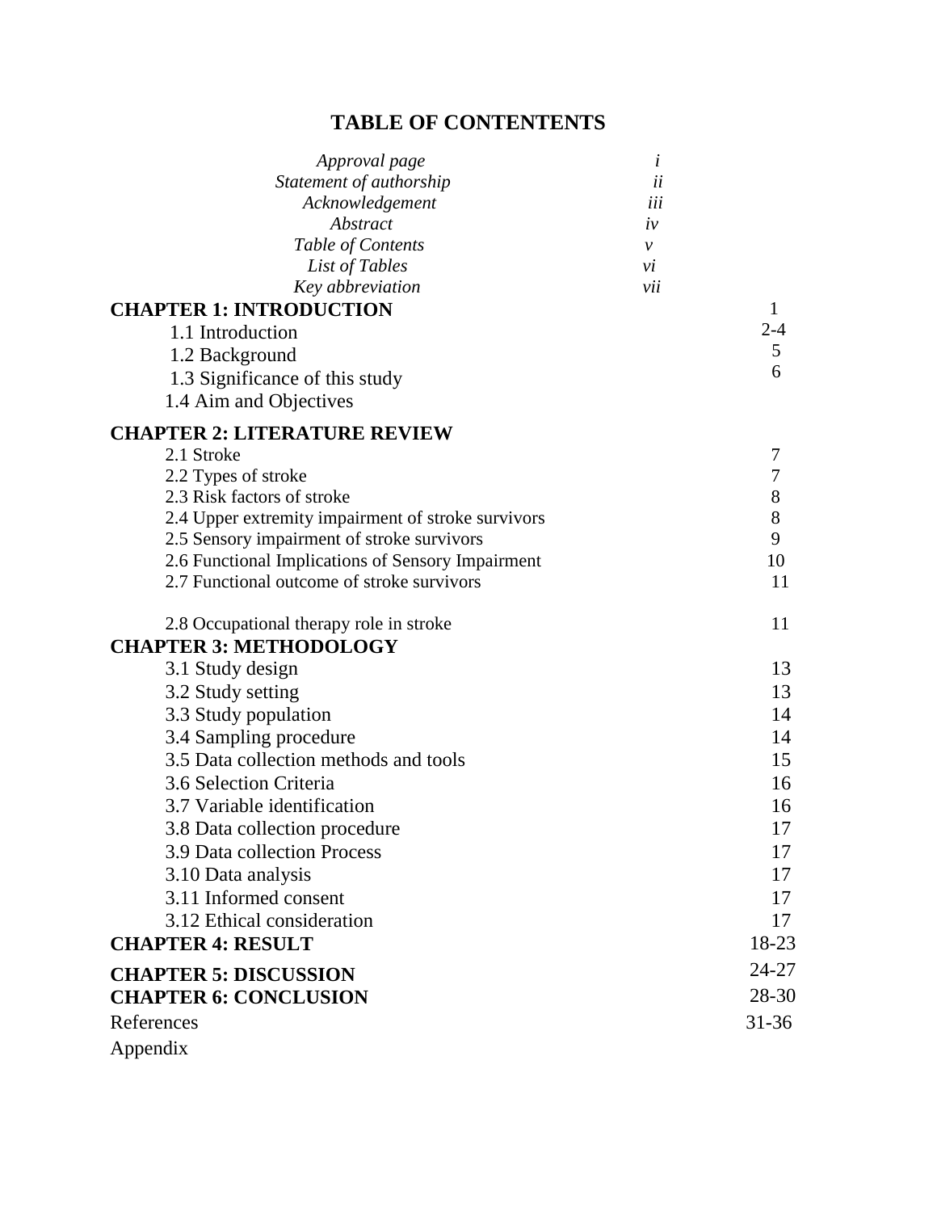# TABLE OF CONTENTENTS

| | |
|---|---|
| *Approval page* | *i* |
| *Statement of authorship* | *ii* |
| *Acknowledgement* | *iii* |
| *Abstract* | *iv* |
| *Table of Contents* | *v* |
| *List of Tables* | *vi* |
| *Key abbreviation* | *vii* |
| **CHAPTER 1: INTRODUCTION** | 1 |
| 1.1 Introduction | 2-4 |
| 1.2 Background | 5 |
| 1.3 Significance of this study | 6 |
| 1.4 Aim and Objectives | |
| **CHAPTER 2: LITERATURE REVIEW** | |
| 2.1 Stroke | 7 |
| 2.2 Types of stroke | 7 |
| 2.3 Risk factors of stroke | 8 |
| 2.4 Upper extremity impairment of stroke survivors | 8 |
| 2.5 Sensory impairment of stroke survivors | 9 |
| 2.6 Functional Implications of Sensory Impairment | 10 |
| 2.7 Functional outcome of stroke survivors | 11 |
| 2.8 Occupational therapy role in stroke | 11 |
| **CHAPTER 3: METHODOLOGY** | |
| 3.1 Study design | 13 |
| 3.2 Study setting | 13 |
| 3.3 Study population | 14 |
| 3.4 Sampling procedure | 14 |
| 3.5 Data collection methods and tools | 15 |
| 3.6 Selection Criteria | 16 |
| 3.7 Variable identification | 16 |
| 3.8 Data collection procedure | 17 |
| 3.9 Data collection Process | 17 |
| 3.10 Data analysis | 17 |
| 3.11 Informed consent | 17 |
| 3.12 Ethical consideration | 17 |
| **CHAPTER 4: RESULT** | 18-23 |
| **CHAPTER 5: DISCUSSION** | 24-27 |
| **CHAPTER 6: CONCLUSION** | 28-30 |
| References | 31-36 |
| Appendix | |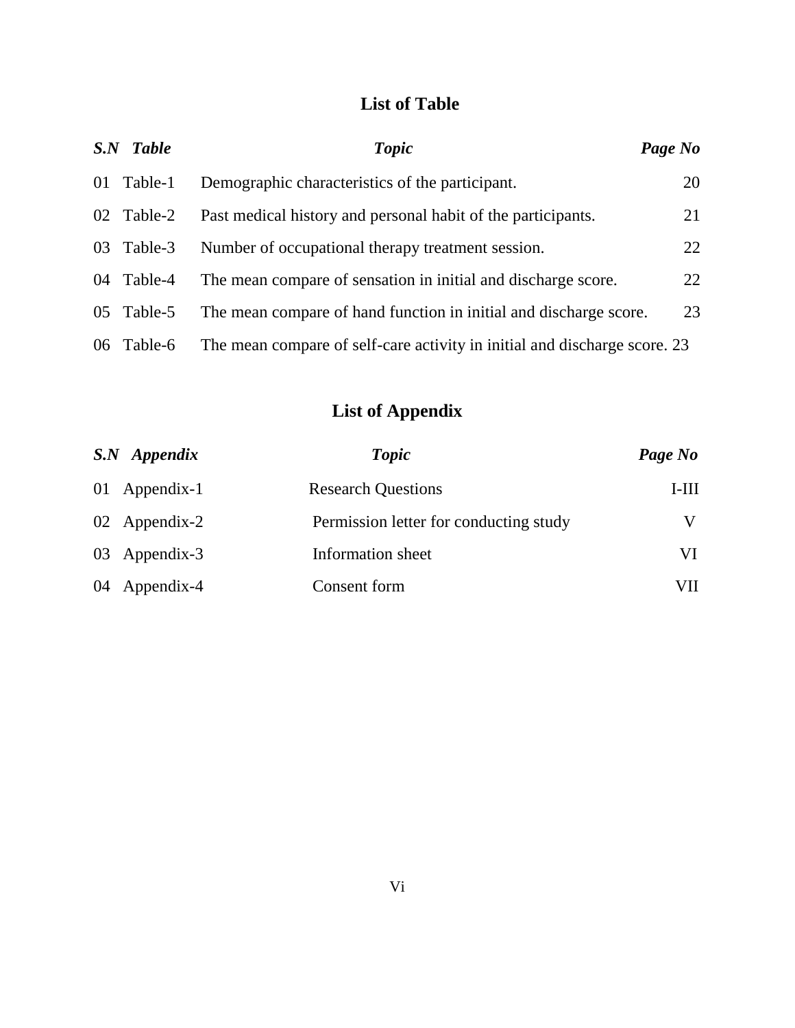## List of Table

| *S.N* | *Table* | *Topic* | *Page No* |
|---|---|---|---|
| 01 | Table-1 | Demographic characteristics of the participant. | 20 |
| 02 | Table-2 | Past medical history and personal habit of the participants. | 21 |
| 03 | Table-3 | Number of occupational therapy treatment session. | 22 |
| 04 | Table-4 | The mean compare of sensation in initial and discharge score. | 22 |
| 05 | Table-5 | The mean compare of hand function in initial and discharge score. | 23 |
| 06 | Table-6 | The mean compare of self-care activity in initial and discharge score. | 23 |

## List of Appendix

| *S.N* | *Appendix* | *Topic* | *Page No* |
|---|---|---|---|
| 01 | Appendix-1 | Research Questions | I-III |
| 02 | Appendix-2 | Permission letter for conducting study | V |
| 03 | Appendix-3 | Information sheet | VI |
| 04 | Appendix-4 | Consent form | VII |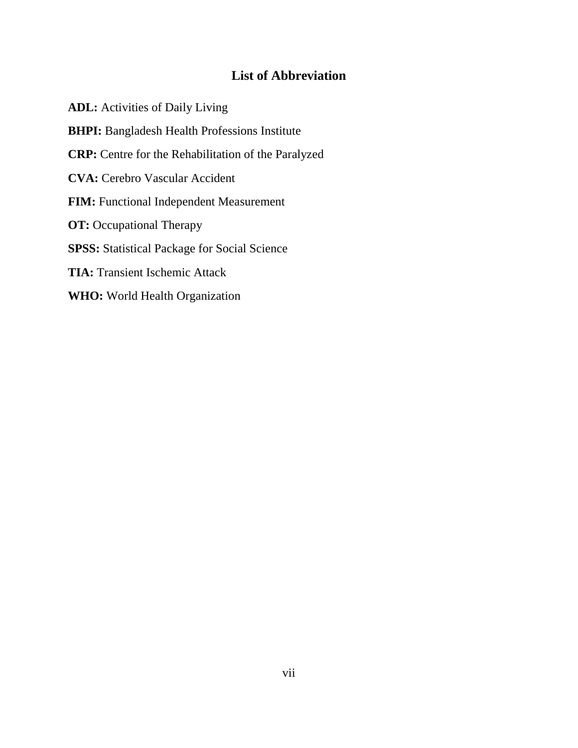# List of Abbreviation

**ADL:** Activities of Daily Living

**BHPI:** Bangladesh Health Professions Institute

**CRP:** Centre for the Rehabilitation of the Paralyzed

**CVA:** Cerebro Vascular Accident

**FIM:** Functional Independent Measurement

**OT:** Occupational Therapy

**SPSS:** Statistical Package for Social Science

**TIA:** Transient Ischemic Attack

**WHO:** World Health Organization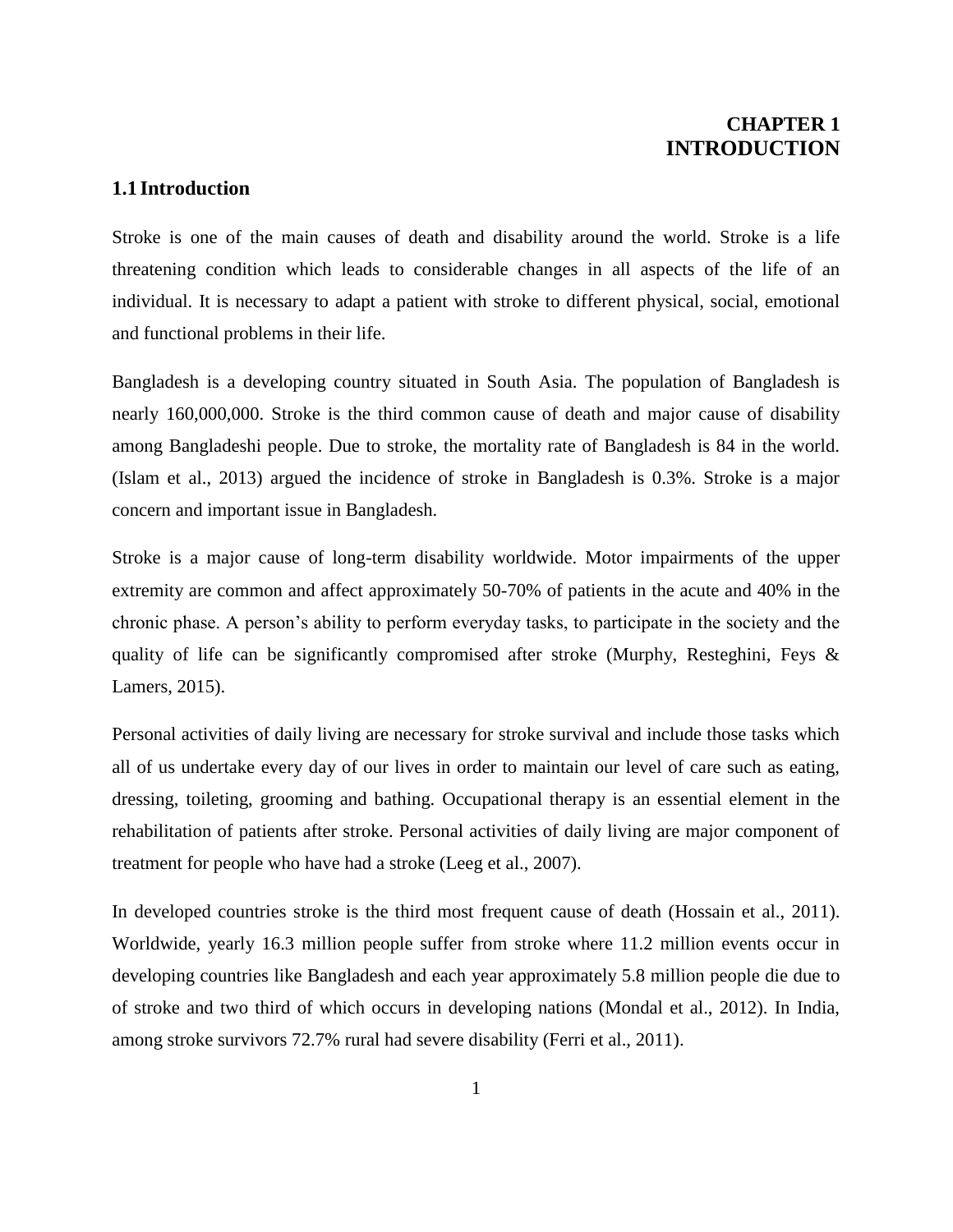# CHAPTER 1
# INTRODUCTION

## 1.1 Introduction

Stroke is one of the main causes of death and disability around the world. Stroke is a life threatening condition which leads to considerable changes in all aspects of the life of an individual. It is necessary to adapt a patient with stroke to different physical, social, emotional and functional problems in their life.

Bangladesh is a developing country situated in South Asia. The population of Bangladesh is nearly 160,000,000. Stroke is the third common cause of death and major cause of disability among Bangladeshi people. Due to stroke, the mortality rate of Bangladesh is 84 in the world. (Islam et al., 2013) argued the incidence of stroke in Bangladesh is 0.3%. Stroke is a major concern and important issue in Bangladesh.

Stroke is a major cause of long-term disability worldwide. Motor impairments of the upper extremity are common and affect approximately 50-70% of patients in the acute and 40% in the chronic phase. A person's ability to perform everyday tasks, to participate in the society and the quality of life can be significantly compromised after stroke (Murphy, Resteghini, Feys & Lamers, 2015).

Personal activities of daily living are necessary for stroke survival and include those tasks which all of us undertake every day of our lives in order to maintain our level of care such as eating, dressing, toileting, grooming and bathing. Occupational therapy is an essential element in the rehabilitation of patients after stroke. Personal activities of daily living are major component of treatment for people who have had a stroke (Leeg et al., 2007).

In developed countries stroke is the third most frequent cause of death (Hossain et al., 2011). Worldwide, yearly 16.3 million people suffer from stroke where 11.2 million events occur in developing countries like Bangladesh and each year approximately 5.8 million people die due to of stroke and two third of which occurs in developing nations (Mondal et al., 2012). In India, among stroke survivors 72.7% rural had severe disability (Ferri et al., 2011).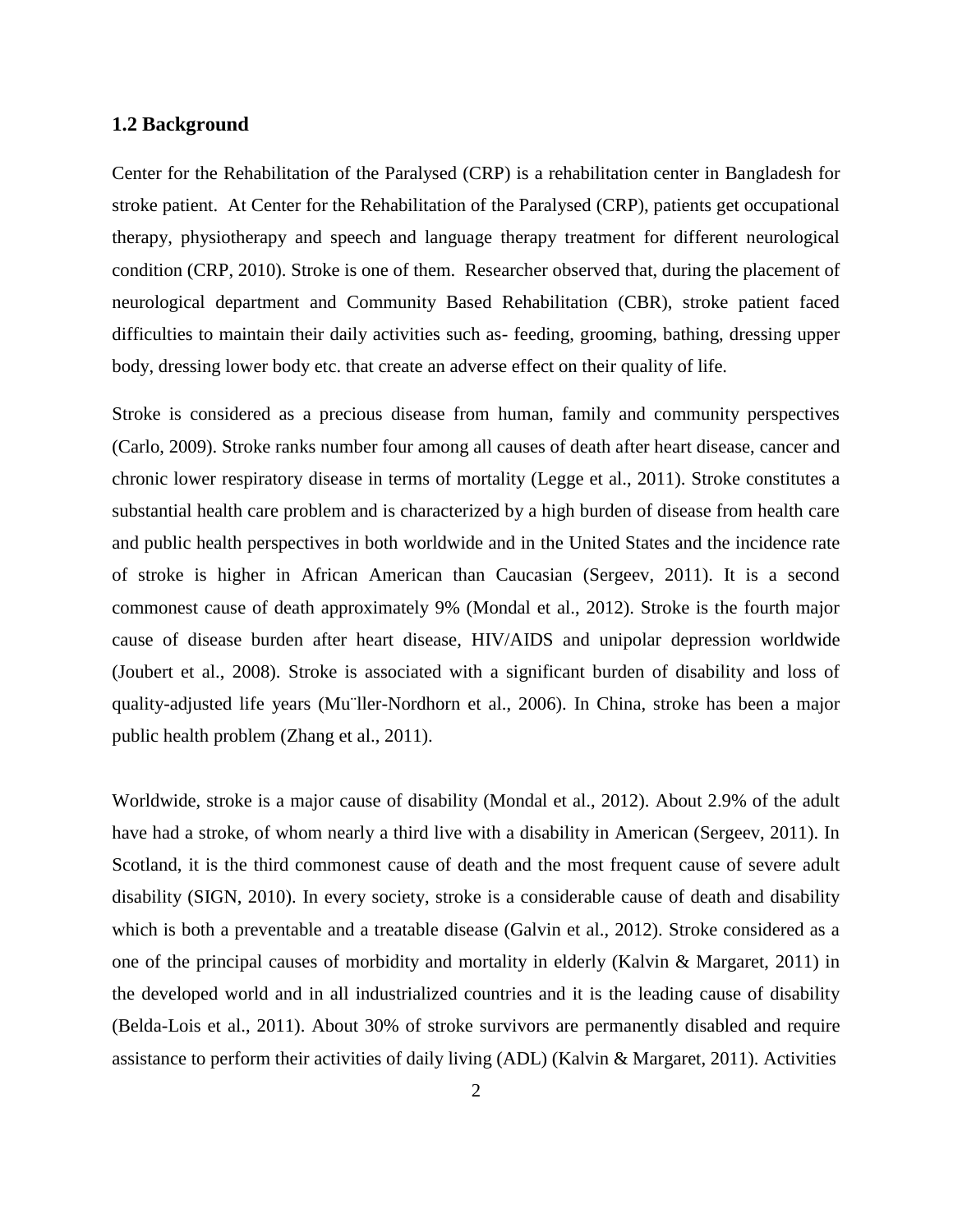## 1.2 Background

Center for the Rehabilitation of the Paralysed (CRP) is a rehabilitation center in Bangladesh for stroke patient. At Center for the Rehabilitation of the Paralysed (CRP), patients get occupational therapy, physiotherapy and speech and language therapy treatment for different neurological condition (CRP, 2010). Stroke is one of them. Researcher observed that, during the placement of neurological department and Community Based Rehabilitation (CBR), stroke patient faced difficulties to maintain their daily activities such as- feeding, grooming, bathing, dressing upper body, dressing lower body etc. that create an adverse effect on their quality of life.

Stroke is considered as a precious disease from human, family and community perspectives (Carlo, 2009). Stroke ranks number four among all causes of death after heart disease, cancer and chronic lower respiratory disease in terms of mortality (Legge et al., 2011). Stroke constitutes a substantial health care problem and is characterized by a high burden of disease from health care and public health perspectives in both worldwide and in the United States and the incidence rate of stroke is higher in African American than Caucasian (Sergeev, 2011). It is a second commonest cause of death approximately 9% (Mondal et al., 2012). Stroke is the fourth major cause of disease burden after heart disease, HIV/AIDS and unipolar depression worldwide (Joubert et al., 2008). Stroke is associated with a significant burden of disability and loss of quality-adjusted life years (Mu¨ller-Nordhorn et al., 2006). In China, stroke has been a major public health problem (Zhang et al., 2011).

Worldwide, stroke is a major cause of disability (Mondal et al., 2012). About 2.9% of the adult have had a stroke, of whom nearly a third live with a disability in American (Sergeev, 2011). In Scotland, it is the third commonest cause of death and the most frequent cause of severe adult disability (SIGN, 2010). In every society, stroke is a considerable cause of death and disability which is both a preventable and a treatable disease (Galvin et al., 2012). Stroke considered as a one of the principal causes of morbidity and mortality in elderly (Kalvin & Margaret, 2011) in the developed world and in all industrialized countries and it is the leading cause of disability (Belda-Lois et al., 2011). About 30% of stroke survivors are permanently disabled and require assistance to perform their activities of daily living (ADL) (Kalvin & Margaret, 2011). Activities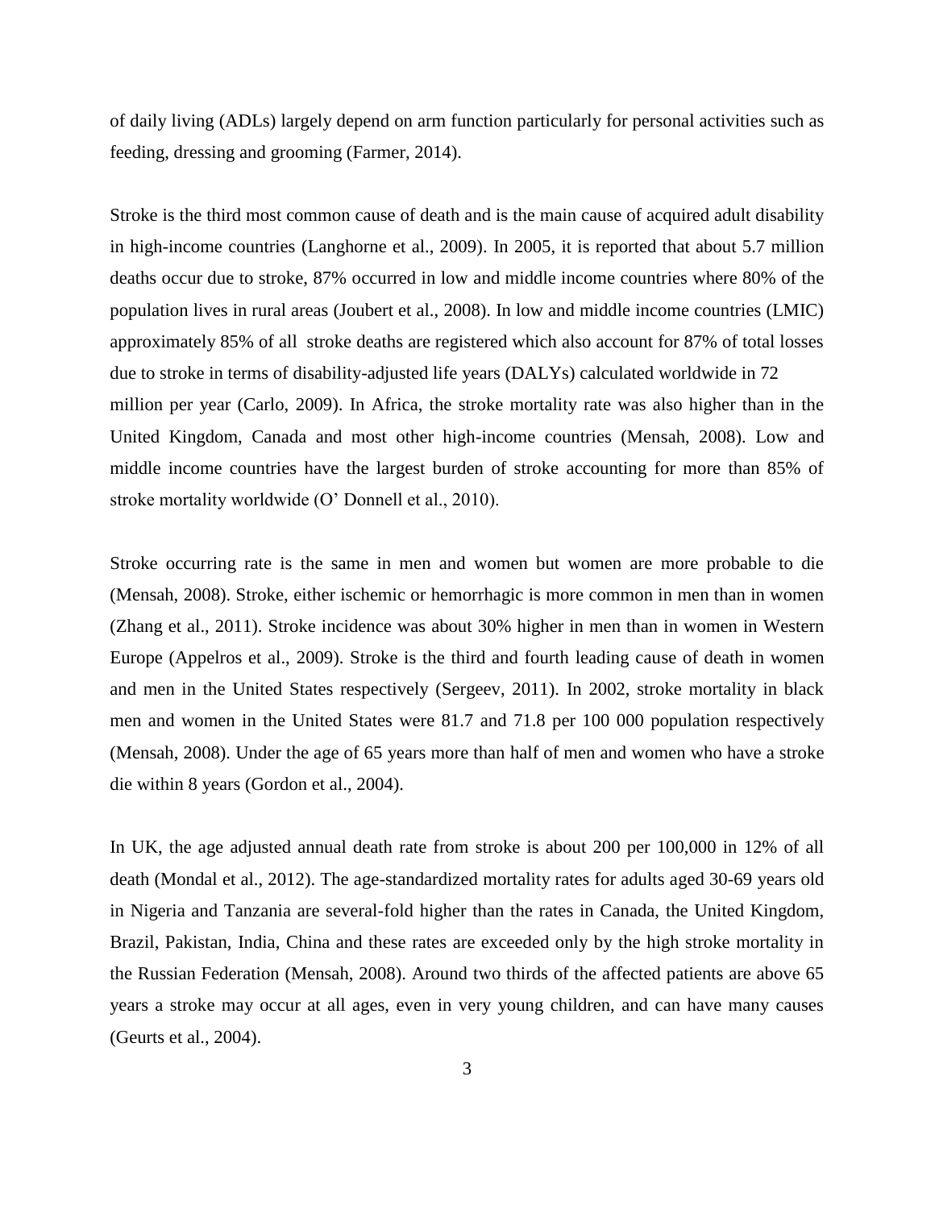of daily living (ADLs) largely depend on arm function particularly for personal activities such as feeding, dressing and grooming (Farmer, 2014).

Stroke is the third most common cause of death and is the main cause of acquired adult disability in high-income countries (Langhorne et al., 2009). In 2005, it is reported that about 5.7 million deaths occur due to stroke, 87% occurred in low and middle income countries where 80% of the population lives in rural areas (Joubert et al., 2008). In low and middle income countries (LMIC) approximately 85% of all stroke deaths are registered which also account for 87% of total losses due to stroke in terms of disability-adjusted life years (DALYs) calculated worldwide in 72 million per year (Carlo, 2009). In Africa, the stroke mortality rate was also higher than in the United Kingdom, Canada and most other high-income countries (Mensah, 2008). Low and middle income countries have the largest burden of stroke accounting for more than 85% of stroke mortality worldwide (O' Donnell et al., 2010).

Stroke occurring rate is the same in men and women but women are more probable to die (Mensah, 2008). Stroke, either ischemic or hemorrhagic is more common in men than in women (Zhang et al., 2011). Stroke incidence was about 30% higher in men than in women in Western Europe (Appelros et al., 2009). Stroke is the third and fourth leading cause of death in women and men in the United States respectively (Sergeev, 2011). In 2002, stroke mortality in black men and women in the United States were 81.7 and 71.8 per 100 000 population respectively (Mensah, 2008). Under the age of 65 years more than half of men and women who have a stroke die within 8 years (Gordon et al., 2004).

In UK, the age adjusted annual death rate from stroke is about 200 per 100,000 in 12% of all death (Mondal et al., 2012). The age-standardized mortality rates for adults aged 30-69 years old in Nigeria and Tanzania are several-fold higher than the rates in Canada, the United Kingdom, Brazil, Pakistan, India, China and these rates are exceeded only by the high stroke mortality in the Russian Federation (Mensah, 2008). Around two thirds of the affected patients are above 65 years a stroke may occur at all ages, even in very young children, and can have many causes (Geurts et al., 2004).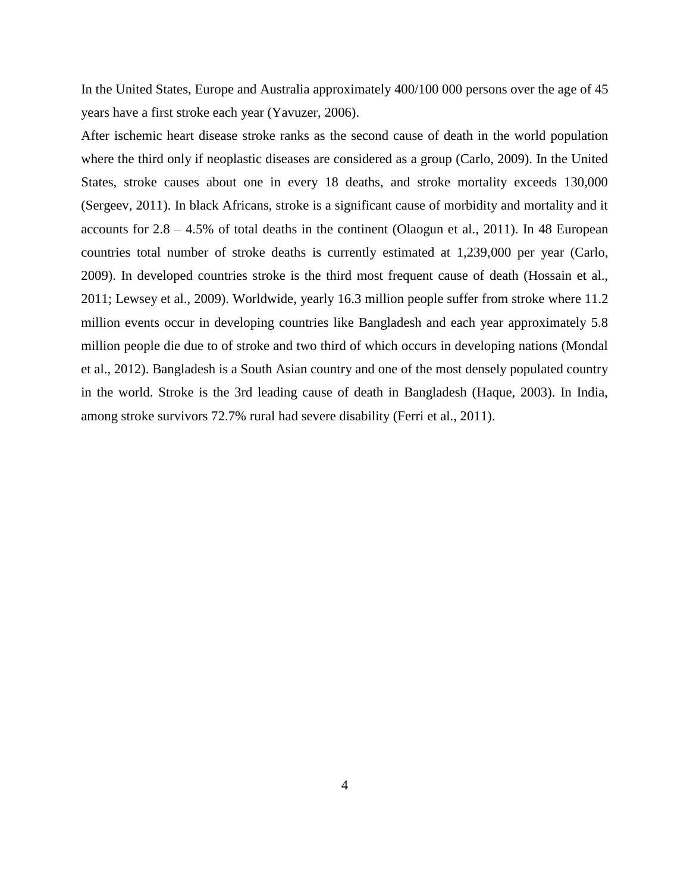In the United States, Europe and Australia approximately 400/100 000 persons over the age of 45 years have a first stroke each year (Yavuzer, 2006).

After ischemic heart disease stroke ranks as the second cause of death in the world population where the third only if neoplastic diseases are considered as a group (Carlo, 2009). In the United States, stroke causes about one in every 18 deaths, and stroke mortality exceeds 130,000 (Sergeev, 2011). In black Africans, stroke is a significant cause of morbidity and mortality and it accounts for 2.8 – 4.5% of total deaths in the continent (Olaogun et al., 2011). In 48 European countries total number of stroke deaths is currently estimated at 1,239,000 per year (Carlo, 2009). In developed countries stroke is the third most frequent cause of death (Hossain et al., 2011; Lewsey et al., 2009). Worldwide, yearly 16.3 million people suffer from stroke where 11.2 million events occur in developing countries like Bangladesh and each year approximately 5.8 million people die due to of stroke and two third of which occurs in developing nations (Mondal et al., 2012). Bangladesh is a South Asian country and one of the most densely populated country in the world. Stroke is the 3rd leading cause of death in Bangladesh (Haque, 2003). In India, among stroke survivors 72.7% rural had severe disability (Ferri et al., 2011).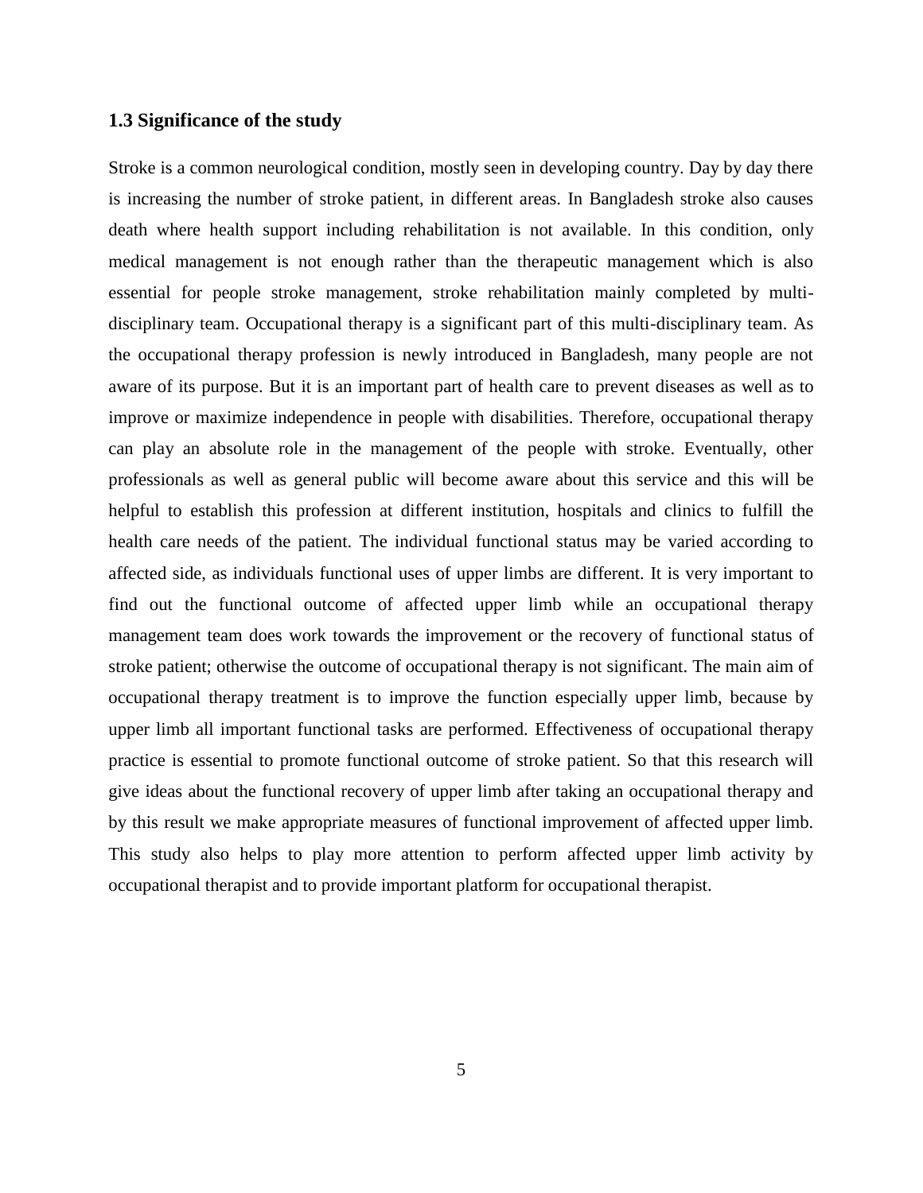### 1.3 Significance of the study

Stroke is a common neurological condition, mostly seen in developing country. Day by day there is increasing the number of stroke patient, in different areas. In Bangladesh stroke also causes death where health support including rehabilitation is not available. In this condition, only medical management is not enough rather than the therapeutic management which is also essential for people stroke management, stroke rehabilitation mainly completed by multi-disciplinary team. Occupational therapy is a significant part of this multi-disciplinary team. As the occupational therapy profession is newly introduced in Bangladesh, many people are not aware of its purpose. But it is an important part of health care to prevent diseases as well as to improve or maximize independence in people with disabilities. Therefore, occupational therapy can play an absolute role in the management of the people with stroke. Eventually, other professionals as well as general public will become aware about this service and this will be helpful to establish this profession at different institution, hospitals and clinics to fulfill the health care needs of the patient. The individual functional status may be varied according to affected side, as individuals functional uses of upper limbs are different. It is very important to find out the functional outcome of affected upper limb while an occupational therapy management team does work towards the improvement or the recovery of functional status of stroke patient; otherwise the outcome of occupational therapy is not significant. The main aim of occupational therapy treatment is to improve the function especially upper limb, because by upper limb all important functional tasks are performed. Effectiveness of occupational therapy practice is essential to promote functional outcome of stroke patient. So that this research will give ideas about the functional recovery of upper limb after taking an occupational therapy and by this result we make appropriate measures of functional improvement of affected upper limb. This study also helps to play more attention to perform affected upper limb activity by occupational therapist and to provide important platform for occupational therapist.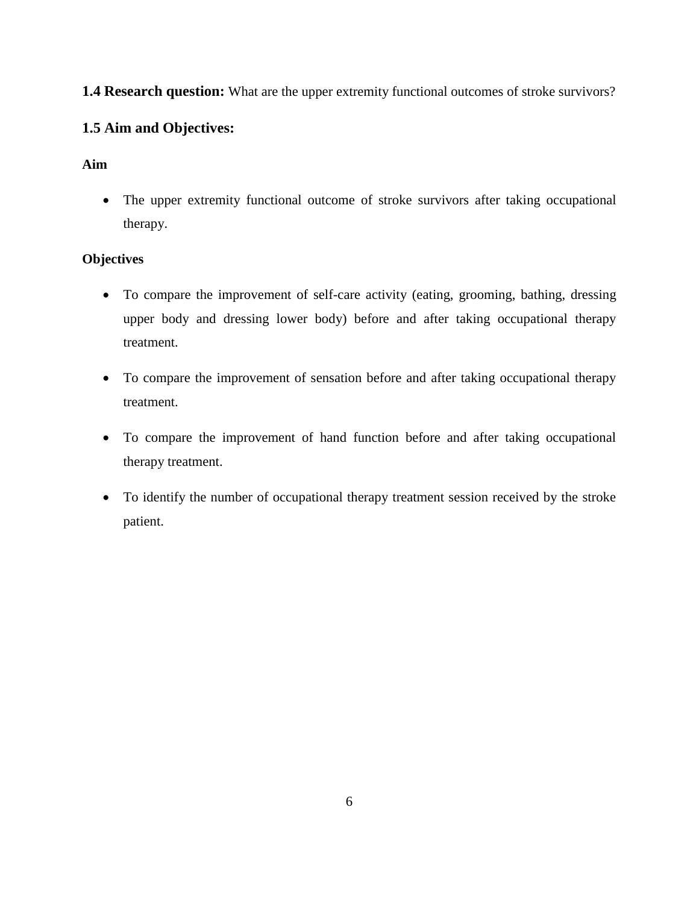**1.4 Research question:** What are the upper extremity functional outcomes of stroke survivors?

## 1.5 Aim and Objectives:

**Aim**

- The upper extremity functional outcome of stroke survivors after taking occupational therapy.

**Objectives**

- To compare the improvement of self-care activity (eating, grooming, bathing, dressing upper body and dressing lower body) before and after taking occupational therapy treatment.
- To compare the improvement of sensation before and after taking occupational therapy treatment.
- To compare the improvement of hand function before and after taking occupational therapy treatment.
- To identify the number of occupational therapy treatment session received by the stroke patient.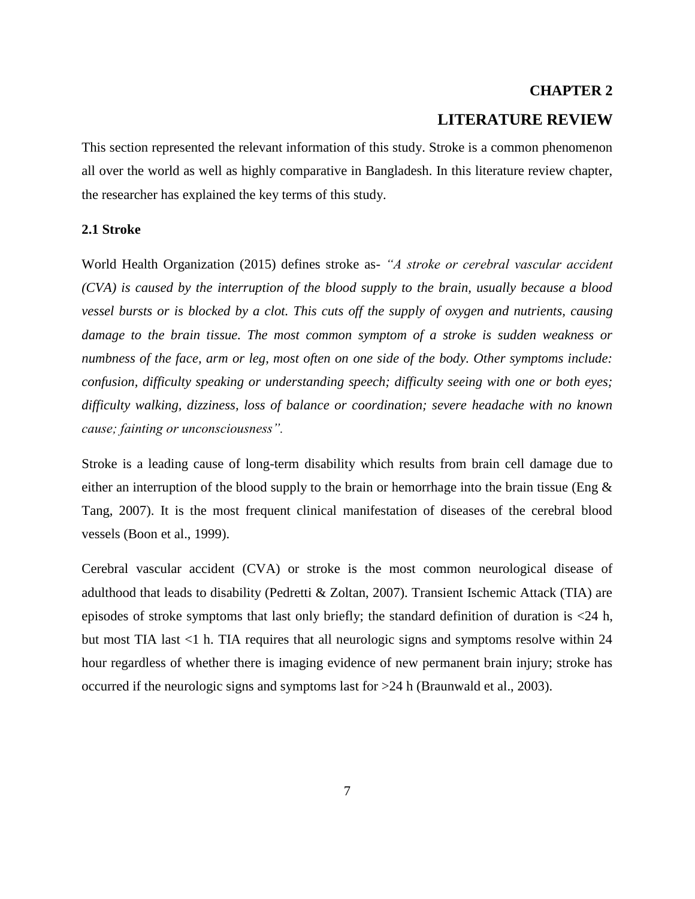# CHAPTER 2

# LITERATURE REVIEW

This section represented the relevant information of this study. Stroke is a common phenomenon all over the world as well as highly comparative in Bangladesh. In this literature review chapter, the researcher has explained the key terms of this study.

### 2.1 Stroke

World Health Organization (2015) defines stroke as- *"A stroke or cerebral vascular accident (CVA) is caused by the interruption of the blood supply to the brain, usually because a blood vessel bursts or is blocked by a clot. This cuts off the supply of oxygen and nutrients, causing damage to the brain tissue. The most common symptom of a stroke is sudden weakness or numbness of the face, arm or leg, most often on one side of the body. Other symptoms include: confusion, difficulty speaking or understanding speech; difficulty seeing with one or both eyes; difficulty walking, dizziness, loss of balance or coordination; severe headache with no known cause; fainting or unconsciousness".*

Stroke is a leading cause of long-term disability which results from brain cell damage due to either an interruption of the blood supply to the brain or hemorrhage into the brain tissue (Eng & Tang, 2007). It is the most frequent clinical manifestation of diseases of the cerebral blood vessels (Boon et al., 1999).

Cerebral vascular accident (CVA) or stroke is the most common neurological disease of adulthood that leads to disability (Pedretti & Zoltan, 2007). Transient Ischemic Attack (TIA) are episodes of stroke symptoms that last only briefly; the standard definition of duration is <24 h, but most TIA last <1 h. TIA requires that all neurologic signs and symptoms resolve within 24 hour regardless of whether there is imaging evidence of new permanent brain injury; stroke has occurred if the neurologic signs and symptoms last for >24 h (Braunwald et al., 2003).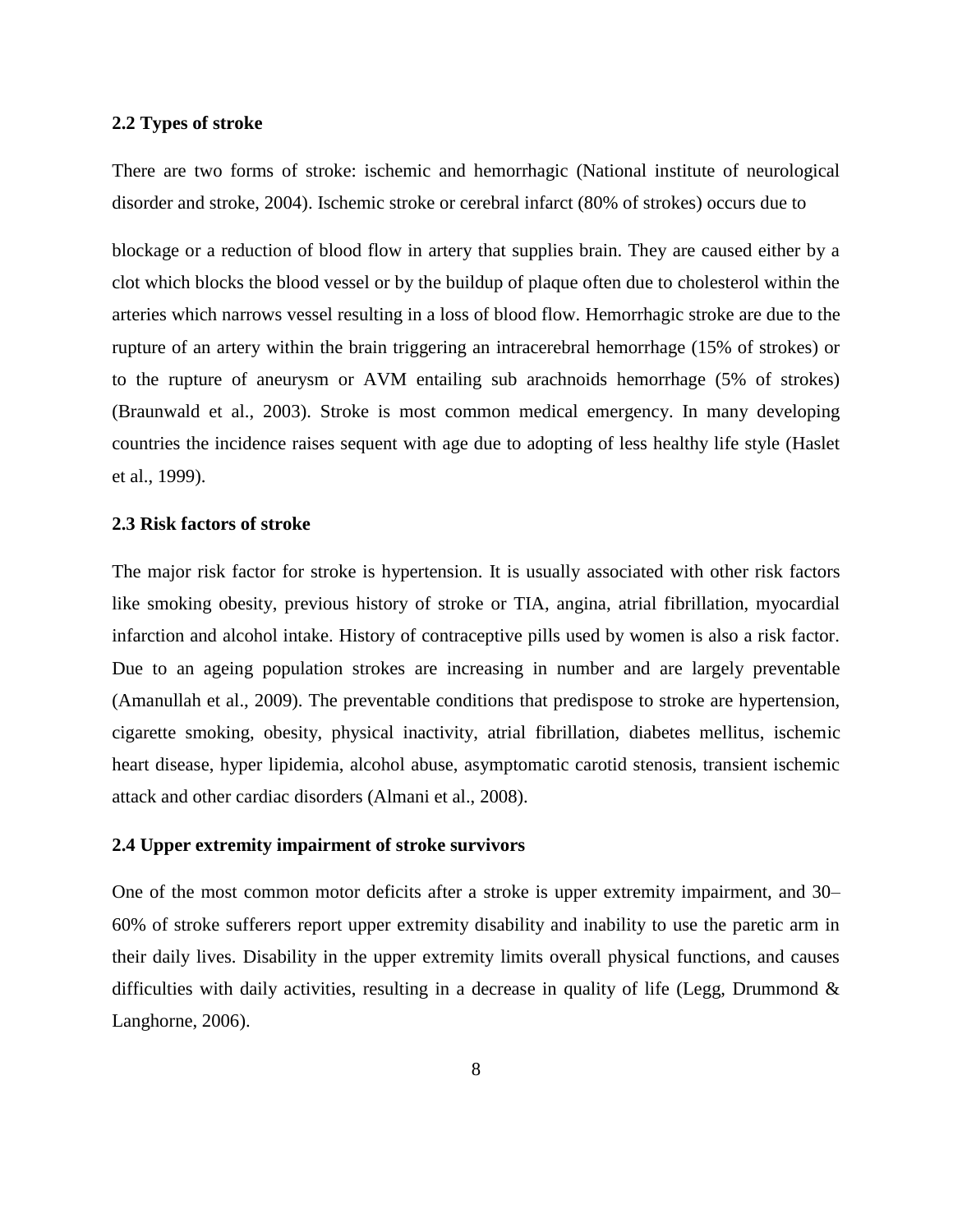### 2.2 Types of stroke

There are two forms of stroke: ischemic and hemorrhagic (National institute of neurological disorder and stroke, 2004). Ischemic stroke or cerebral infarct (80% of strokes) occurs due to

blockage or a reduction of blood flow in artery that supplies brain. They are caused either by a clot which blocks the blood vessel or by the buildup of plaque often due to cholesterol within the arteries which narrows vessel resulting in a loss of blood flow. Hemorrhagic stroke are due to the rupture of an artery within the brain triggering an intracerebral hemorrhage (15% of strokes) or to the rupture of aneurysm or AVM entailing sub arachnoids hemorrhage (5% of strokes) (Braunwald et al., 2003). Stroke is most common medical emergency. In many developing countries the incidence raises sequent with age due to adopting of less healthy life style (Haslet et al., 1999).

### 2.3 Risk factors of stroke

The major risk factor for stroke is hypertension. It is usually associated with other risk factors like smoking obesity, previous history of stroke or TIA, angina, atrial fibrillation, myocardial infarction and alcohol intake. History of contraceptive pills used by women is also a risk factor. Due to an ageing population strokes are increasing in number and are largely preventable (Amanullah et al., 2009). The preventable conditions that predispose to stroke are hypertension, cigarette smoking, obesity, physical inactivity, atrial fibrillation, diabetes mellitus, ischemic heart disease, hyper lipidemia, alcohol abuse, asymptomatic carotid stenosis, transient ischemic attack and other cardiac disorders (Almani et al., 2008).

### 2.4 Upper extremity impairment of stroke survivors

One of the most common motor deficits after a stroke is upper extremity impairment, and 30–60% of stroke sufferers report upper extremity disability and inability to use the paretic arm in their daily lives. Disability in the upper extremity limits overall physical functions, and causes difficulties with daily activities, resulting in a decrease in quality of life (Legg, Drummond & Langhorne, 2006).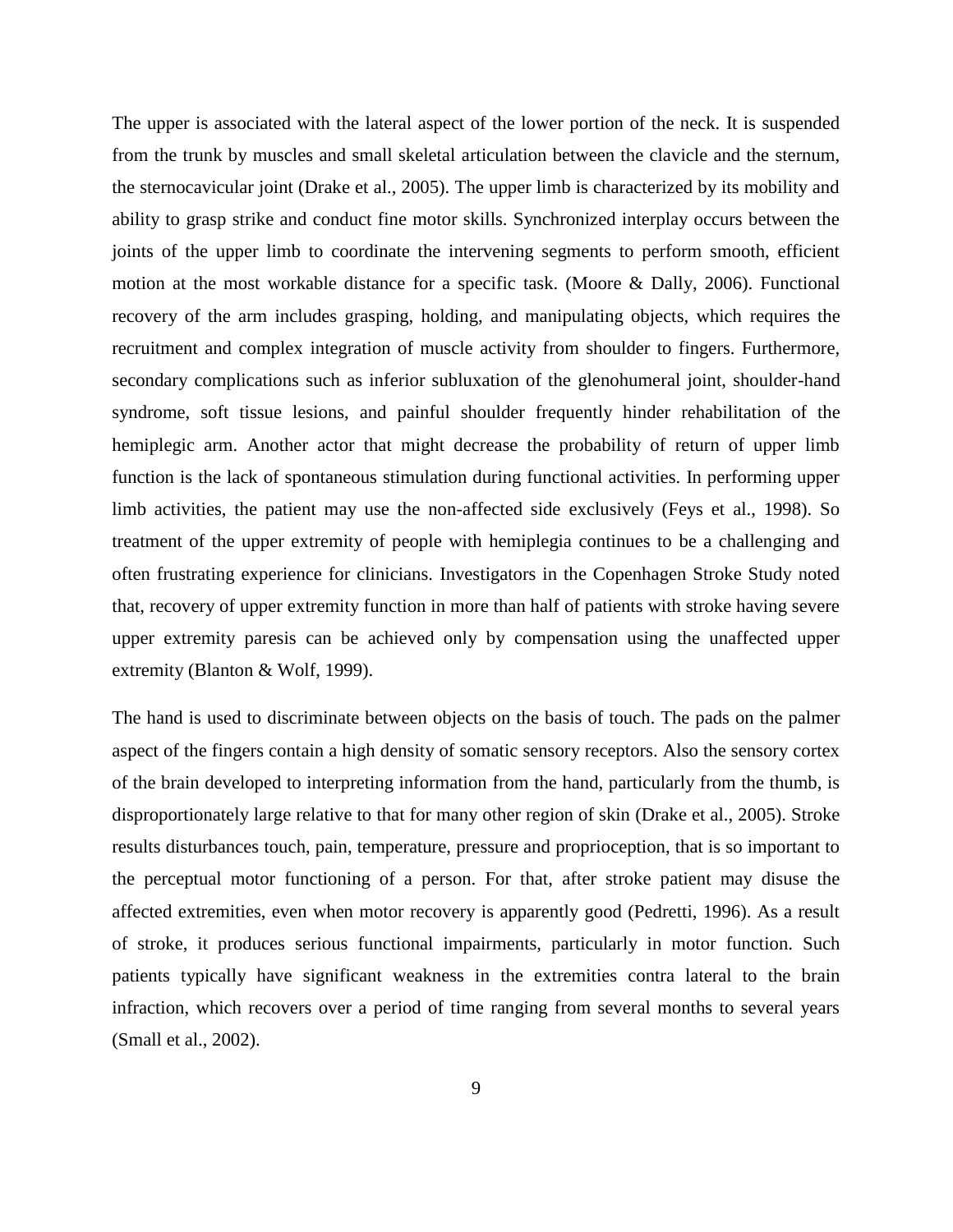The upper is associated with the lateral aspect of the lower portion of the neck. It is suspended from the trunk by muscles and small skeletal articulation between the clavicle and the sternum, the sternocavicular joint (Drake et al., 2005). The upper limb is characterized by its mobility and ability to grasp strike and conduct fine motor skills. Synchronized interplay occurs between the joints of the upper limb to coordinate the intervening segments to perform smooth, efficient motion at the most workable distance for a specific task. (Moore & Dally, 2006). Functional recovery of the arm includes grasping, holding, and manipulating objects, which requires the recruitment and complex integration of muscle activity from shoulder to fingers. Furthermore, secondary complications such as inferior subluxation of the glenohumeral joint, shoulder-hand syndrome, soft tissue lesions, and painful shoulder frequently hinder rehabilitation of the hemiplegic arm. Another actor that might decrease the probability of return of upper limb function is the lack of spontaneous stimulation during functional activities. In performing upper limb activities, the patient may use the non-affected side exclusively (Feys et al., 1998). So treatment of the upper extremity of people with hemiplegia continues to be a challenging and often frustrating experience for clinicians. Investigators in the Copenhagen Stroke Study noted that, recovery of upper extremity function in more than half of patients with stroke having severe upper extremity paresis can be achieved only by compensation using the unaffected upper extremity (Blanton & Wolf, 1999).

The hand is used to discriminate between objects on the basis of touch. The pads on the palmer aspect of the fingers contain a high density of somatic sensory receptors. Also the sensory cortex of the brain developed to interpreting information from the hand, particularly from the thumb, is disproportionately large relative to that for many other region of skin (Drake et al., 2005). Stroke results disturbances touch, pain, temperature, pressure and proprioception, that is so important to the perceptual motor functioning of a person. For that, after stroke patient may disuse the affected extremities, even when motor recovery is apparently good (Pedretti, 1996). As a result of stroke, it produces serious functional impairments, particularly in motor function. Such patients typically have significant weakness in the extremities contra lateral to the brain infraction, which recovers over a period of time ranging from several months to several years (Small et al., 2002).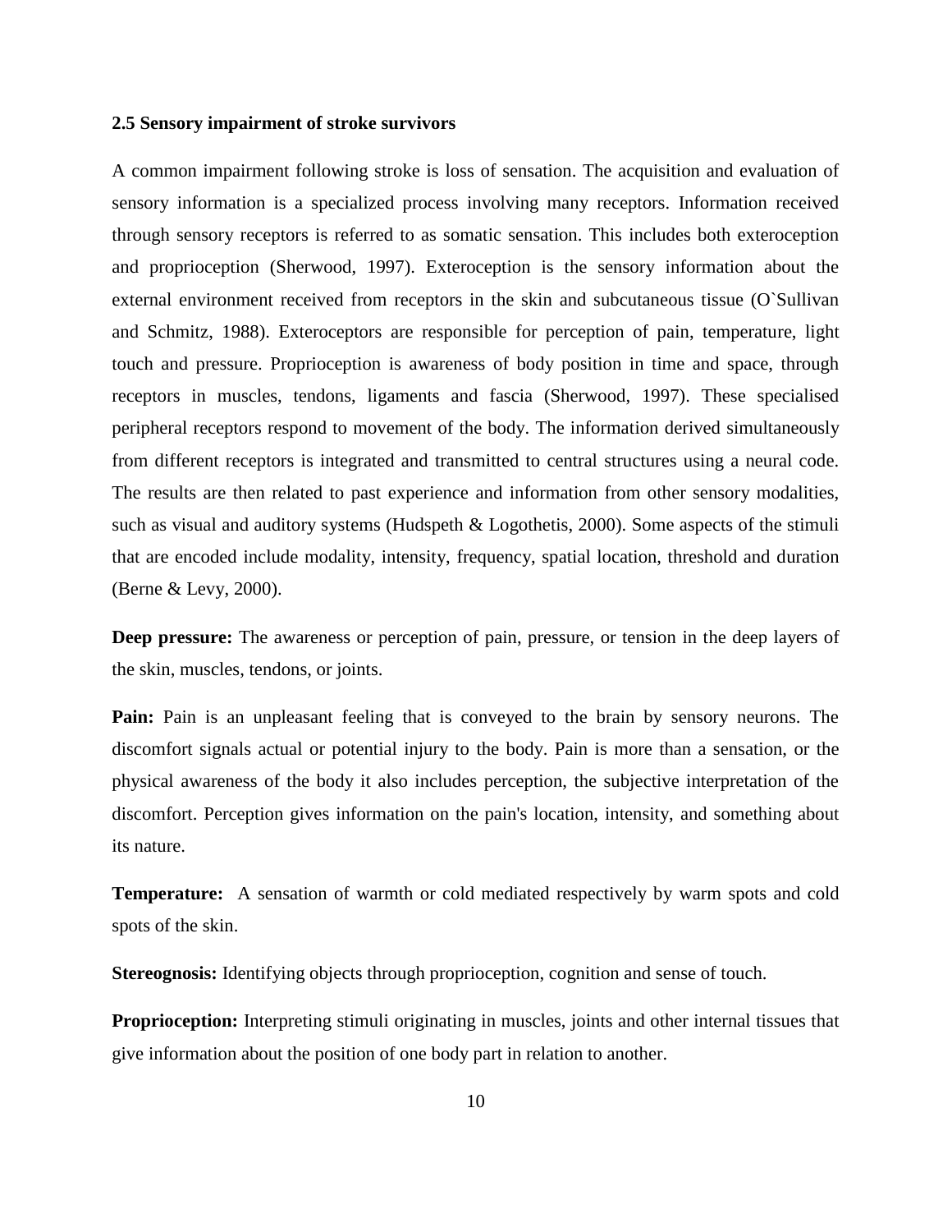### 2.5 Sensory impairment of stroke survivors

A common impairment following stroke is loss of sensation. The acquisition and evaluation of sensory information is a specialized process involving many receptors. Information received through sensory receptors is referred to as somatic sensation. This includes both exteroception and proprioception (Sherwood, 1997). Exteroception is the sensory information about the external environment received from receptors in the skin and subcutaneous tissue (O`Sullivan and Schmitz, 1988). Exteroceptors are responsible for perception of pain, temperature, light touch and pressure. Proprioception is awareness of body position in time and space, through receptors in muscles, tendons, ligaments and fascia (Sherwood, 1997). These specialised peripheral receptors respond to movement of the body. The information derived simultaneously from different receptors is integrated and transmitted to central structures using a neural code. The results are then related to past experience and information from other sensory modalities, such as visual and auditory systems (Hudspeth & Logothetis, 2000). Some aspects of the stimuli that are encoded include modality, intensity, frequency, spatial location, threshold and duration (Berne & Levy, 2000).

**Deep pressure:** The awareness or perception of pain, pressure, or tension in the deep layers of the skin, muscles, tendons, or joints.

**Pain:** Pain is an unpleasant feeling that is conveyed to the brain by sensory neurons. The discomfort signals actual or potential injury to the body. Pain is more than a sensation, or the physical awareness of the body it also includes perception, the subjective interpretation of the discomfort. Perception gives information on the pain's location, intensity, and something about its nature.

**Temperature:** A sensation of warmth or cold mediated respectively by warm spots and cold spots of the skin.

**Stereognosis:** Identifying objects through proprioception, cognition and sense of touch.

**Proprioception:** Interpreting stimuli originating in muscles, joints and other internal tissues that give information about the position of one body part in relation to another.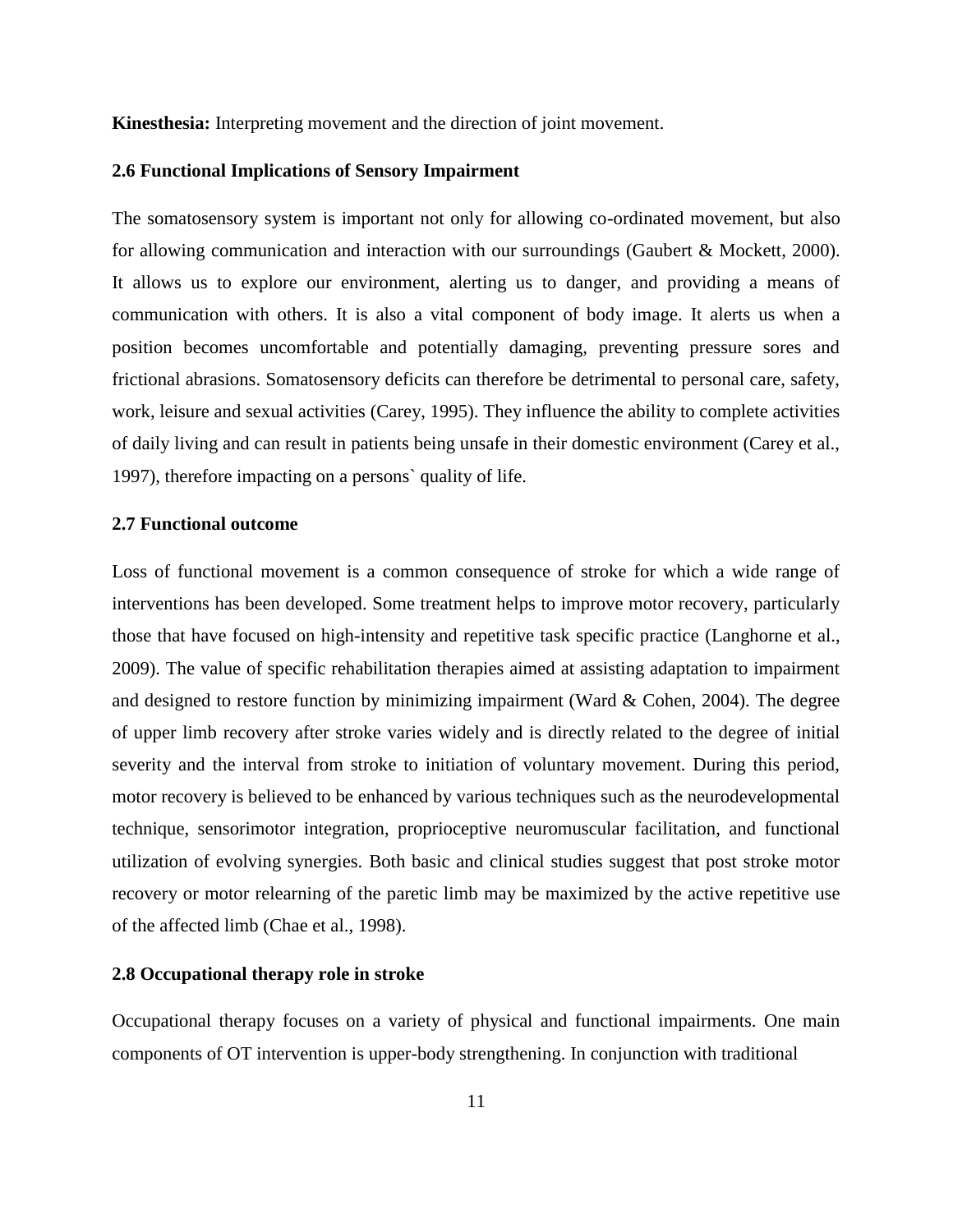**Kinesthesia:** Interpreting movement and the direction of joint movement.

### 2.6 Functional Implications of Sensory Impairment

The somatosensory system is important not only for allowing co-ordinated movement, but also for allowing communication and interaction with our surroundings (Gaubert & Mockett, 2000). It allows us to explore our environment, alerting us to danger, and providing a means of communication with others. It is also a vital component of body image. It alerts us when a position becomes uncomfortable and potentially damaging, preventing pressure sores and frictional abrasions. Somatosensory deficits can therefore be detrimental to personal care, safety, work, leisure and sexual activities (Carey, 1995). They influence the ability to complete activities of daily living and can result in patients being unsafe in their domestic environment (Carey et al., 1997), therefore impacting on a persons` quality of life.

### 2.7 Functional outcome

Loss of functional movement is a common consequence of stroke for which a wide range of interventions has been developed. Some treatment helps to improve motor recovery, particularly those that have focused on high-intensity and repetitive task specific practice (Langhorne et al., 2009). The value of specific rehabilitation therapies aimed at assisting adaptation to impairment and designed to restore function by minimizing impairment (Ward & Cohen, 2004). The degree of upper limb recovery after stroke varies widely and is directly related to the degree of initial severity and the interval from stroke to initiation of voluntary movement. During this period, motor recovery is believed to be enhanced by various techniques such as the neurodevelopmental technique, sensorimotor integration, proprioceptive neuromuscular facilitation, and functional utilization of evolving synergies. Both basic and clinical studies suggest that post stroke motor recovery or motor relearning of the paretic limb may be maximized by the active repetitive use of the affected limb (Chae et al., 1998).

### 2.8 Occupational therapy role in stroke

Occupational therapy focuses on a variety of physical and functional impairments. One main components of OT intervention is upper-body strengthening. In conjunction with traditional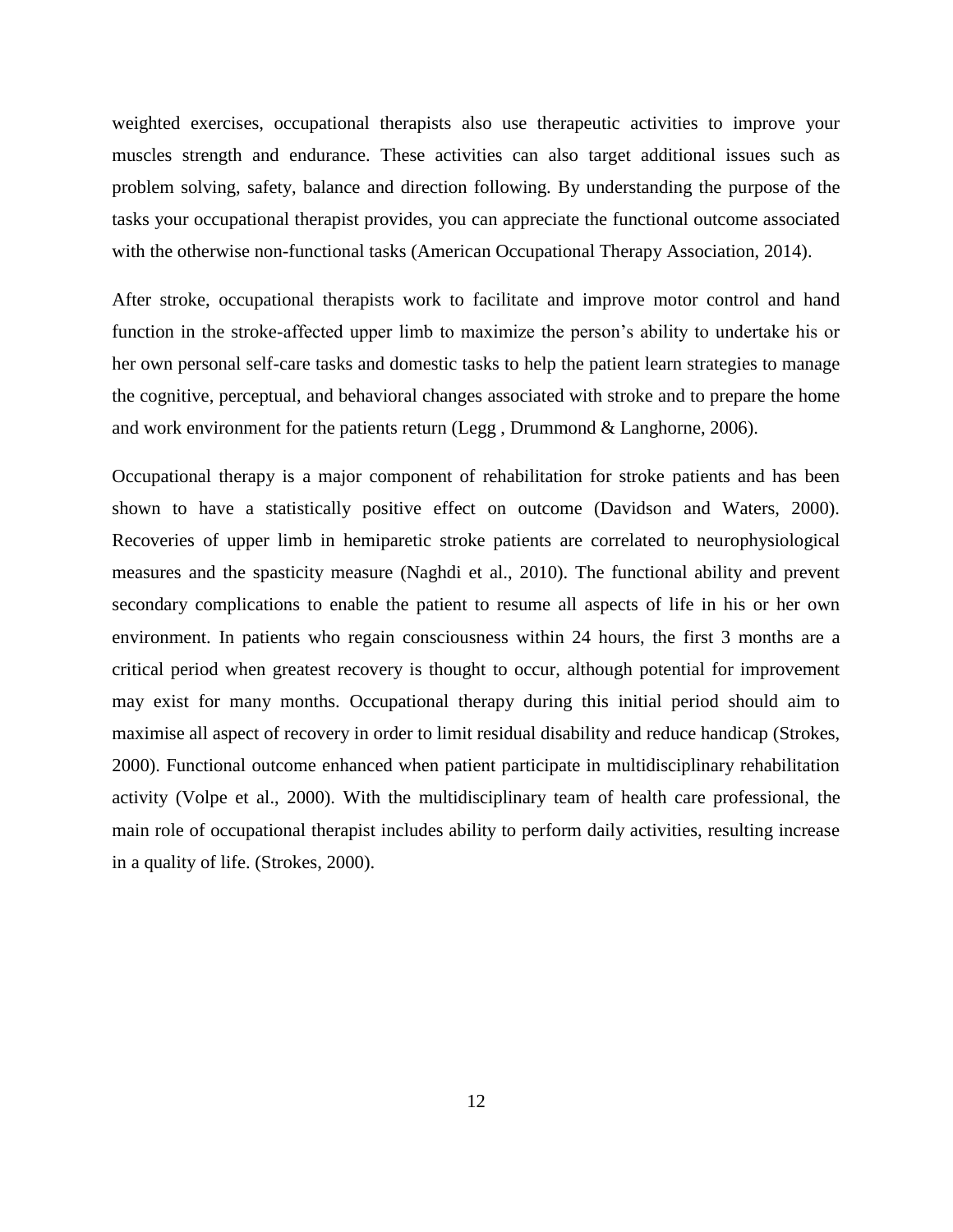weighted exercises, occupational therapists also use therapeutic activities to improve your muscles strength and endurance. These activities can also target additional issues such as problem solving, safety, balance and direction following. By understanding the purpose of the tasks your occupational therapist provides, you can appreciate the functional outcome associated with the otherwise non-functional tasks (American Occupational Therapy Association, 2014).

After stroke, occupational therapists work to facilitate and improve motor control and hand function in the stroke-affected upper limb to maximize the person's ability to undertake his or her own personal self-care tasks and domestic tasks to help the patient learn strategies to manage the cognitive, perceptual, and behavioral changes associated with stroke and to prepare the home and work environment for the patients return (Legg , Drummond & Langhorne, 2006).

Occupational therapy is a major component of rehabilitation for stroke patients and has been shown to have a statistically positive effect on outcome (Davidson and Waters, 2000). Recoveries of upper limb in hemiparetic stroke patients are correlated to neurophysiological measures and the spasticity measure (Naghdi et al., 2010). The functional ability and prevent secondary complications to enable the patient to resume all aspects of life in his or her own environment. In patients who regain consciousness within 24 hours, the first 3 months are a critical period when greatest recovery is thought to occur, although potential for improvement may exist for many months. Occupational therapy during this initial period should aim to maximise all aspect of recovery in order to limit residual disability and reduce handicap (Strokes, 2000). Functional outcome enhanced when patient participate in multidisciplinary rehabilitation activity (Volpe et al., 2000). With the multidisciplinary team of health care professional, the main role of occupational therapist includes ability to perform daily activities, resulting increase in a quality of life. (Strokes, 2000).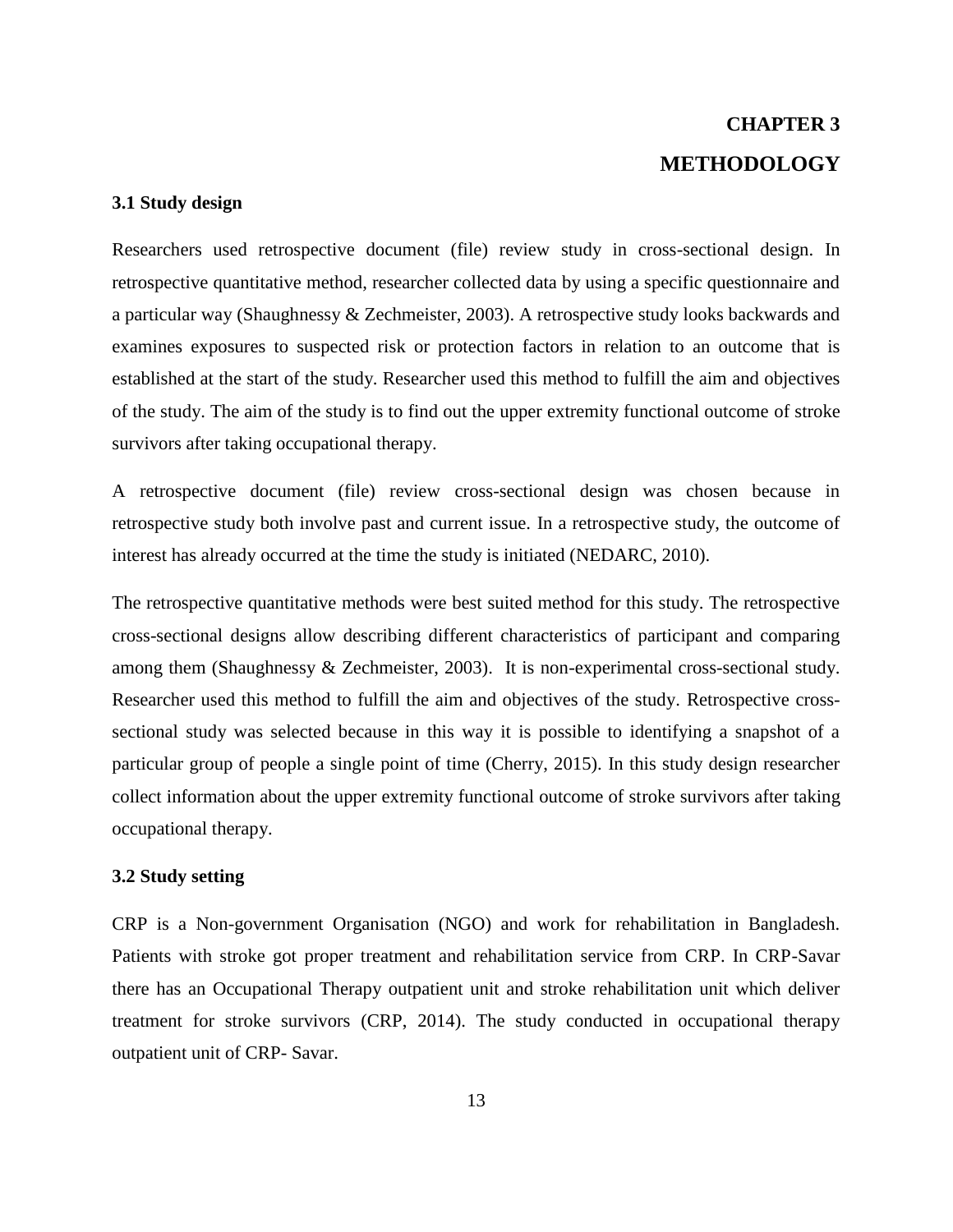# CHAPTER 3

# METHODOLOGY

### 3.1 Study design

Researchers used retrospective document (file) review study in cross-sectional design. In retrospective quantitative method, researcher collected data by using a specific questionnaire and a particular way (Shaughnessy & Zechmeister, 2003). A retrospective study looks backwards and examines exposures to suspected risk or protection factors in relation to an outcome that is established at the start of the study. Researcher used this method to fulfill the aim and objectives of the study. The aim of the study is to find out the upper extremity functional outcome of stroke survivors after taking occupational therapy.

A retrospective document (file) review cross-sectional design was chosen because in retrospective study both involve past and current issue. In a retrospective study, the outcome of interest has already occurred at the time the study is initiated (NEDARC, 2010).

The retrospective quantitative methods were best suited method for this study. The retrospective cross-sectional designs allow describing different characteristics of participant and comparing among them (Shaughnessy & Zechmeister, 2003). It is non-experimental cross-sectional study. Researcher used this method to fulfill the aim and objectives of the study. Retrospective cross-sectional study was selected because in this way it is possible to identifying a snapshot of a particular group of people a single point of time (Cherry, 2015). In this study design researcher collect information about the upper extremity functional outcome of stroke survivors after taking occupational therapy.

### 3.2 Study setting

CRP is a Non-government Organisation (NGO) and work for rehabilitation in Bangladesh. Patients with stroke got proper treatment and rehabilitation service from CRP. In CRP-Savar there has an Occupational Therapy outpatient unit and stroke rehabilitation unit which deliver treatment for stroke survivors (CRP, 2014). The study conducted in occupational therapy outpatient unit of CRP- Savar.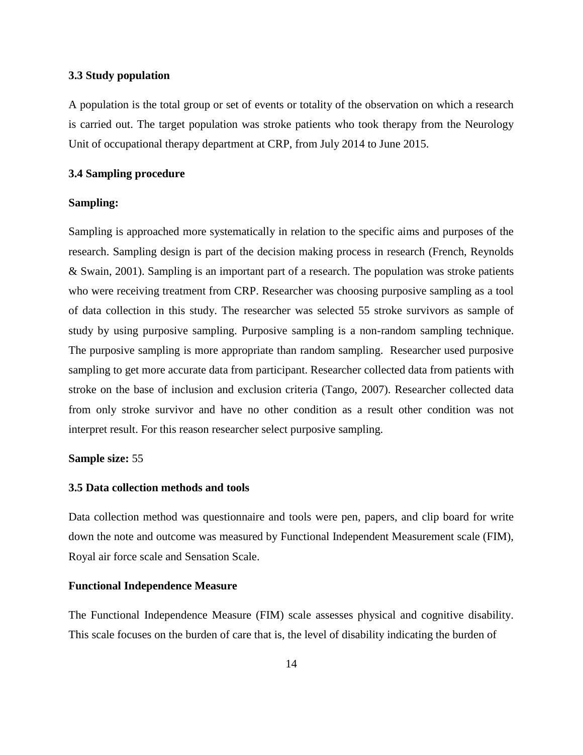### 3.3 Study population

A population is the total group or set of events or totality of the observation on which a research is carried out. The target population was stroke patients who took therapy from the Neurology Unit of occupational therapy department at CRP, from July 2014 to June 2015.

### 3.4 Sampling procedure

**Sampling:**

Sampling is approached more systematically in relation to the specific aims and purposes of the research. Sampling design is part of the decision making process in research (French, Reynolds & Swain, 2001). Sampling is an important part of a research. The population was stroke patients who were receiving treatment from CRP. Researcher was choosing purposive sampling as a tool of data collection in this study. The researcher was selected 55 stroke survivors as sample of study by using purposive sampling. Purposive sampling is a non-random sampling technique. The purposive sampling is more appropriate than random sampling. Researcher used purposive sampling to get more accurate data from participant. Researcher collected data from patients with stroke on the base of inclusion and exclusion criteria (Tango, 2007). Researcher collected data from only stroke survivor and have no other condition as a result other condition was not interpret result. For this reason researcher select purposive sampling.

**Sample size:** 55

### 3.5 Data collection methods and tools

Data collection method was questionnaire and tools were pen, papers, and clip board for write down the note and outcome was measured by Functional Independent Measurement scale (FIM), Royal air force scale and Sensation Scale.

**Functional Independence Measure**

The Functional Independence Measure (FIM) scale assesses physical and cognitive disability. This scale focuses on the burden of care that is, the level of disability indicating the burden of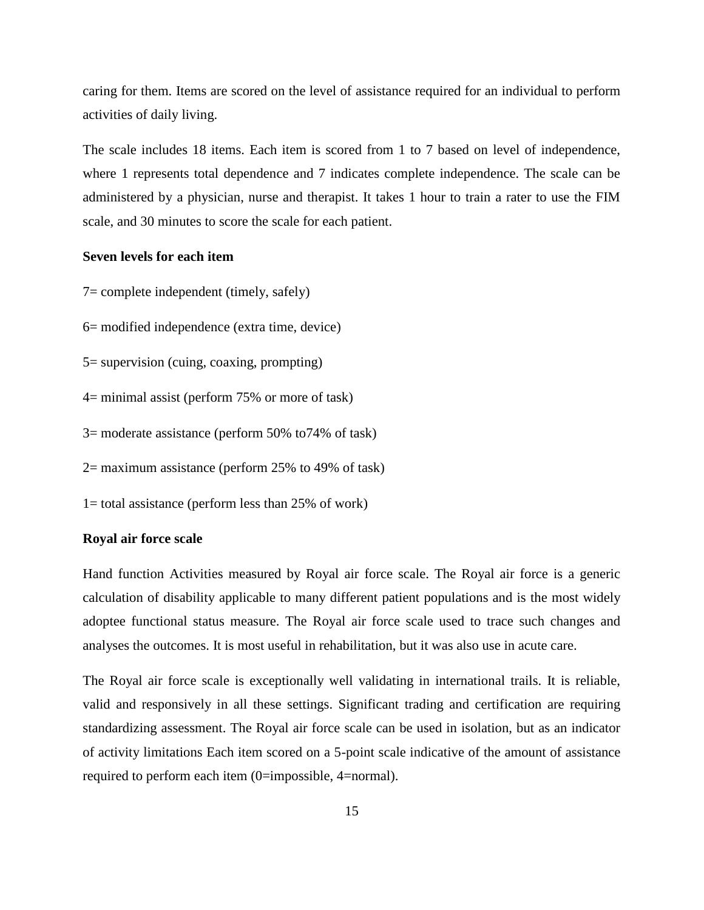caring for them. Items are scored on the level of assistance required for an individual to perform activities of daily living.

The scale includes 18 items. Each item is scored from 1 to 7 based on level of independence, where 1 represents total dependence and 7 indicates complete independence. The scale can be administered by a physician, nurse and therapist. It takes 1 hour to train a rater to use the FIM scale, and 30 minutes to score the scale for each patient.

**Seven levels for each item**

7= complete independent (timely, safely)

6= modified independence (extra time, device)

5= supervision (cuing, coaxing, prompting)

4= minimal assist (perform 75% or more of task)

3= moderate assistance (perform 50% to74% of task)

2= maximum assistance (perform 25% to 49% of task)

1= total assistance (perform less than 25% of work)

**Royal air force scale**

Hand function Activities measured by Royal air force scale. The Royal air force is a generic calculation of disability applicable to many different patient populations and is the most widely adoptee functional status measure. The Royal air force scale used to trace such changes and analyses the outcomes. It is most useful in rehabilitation, but it was also use in acute care.

The Royal air force scale is exceptionally well validating in international trails. It is reliable, valid and responsively in all these settings. Significant trading and certification are requiring standardizing assessment. The Royal air force scale can be used in isolation, but as an indicator of activity limitations Each item scored on a 5-point scale indicative of the amount of assistance required to perform each item (0=impossible, 4=normal).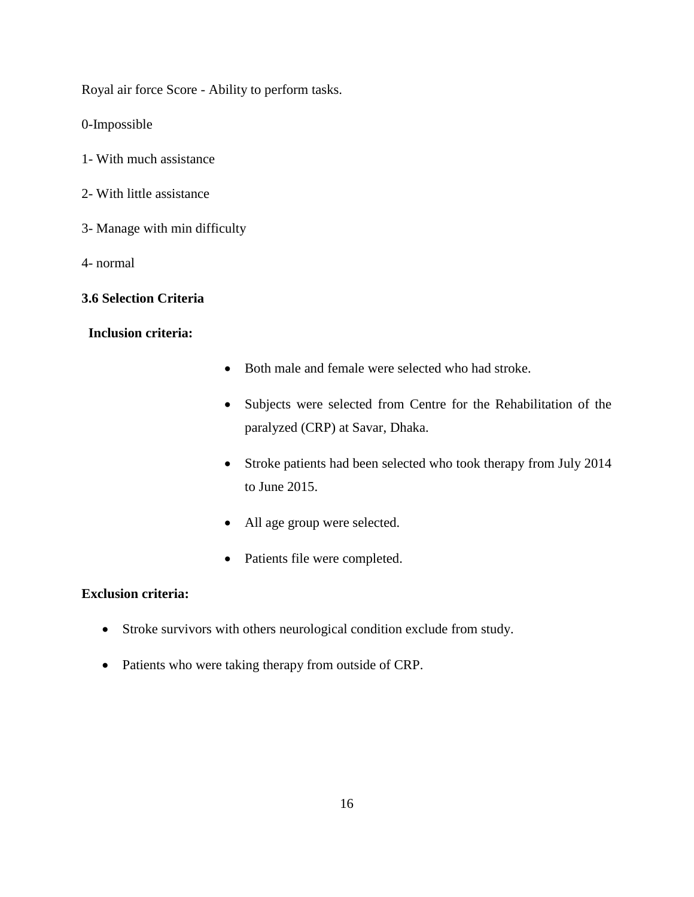Royal air force Score - Ability to perform tasks.

0-Impossible

1- With much assistance

2- With little assistance

3- Manage with min difficulty

4- normal

**3.6 Selection Criteria**

**Inclusion criteria:**

- Both male and female were selected who had stroke.
- Subjects were selected from Centre for the Rehabilitation of the paralyzed (CRP) at Savar, Dhaka.
- Stroke patients had been selected who took therapy from July 2014 to June 2015.
- All age group were selected.
- Patients file were completed.

**Exclusion criteria:**

- Stroke survivors with others neurological condition exclude from study.
- Patients who were taking therapy from outside of CRP.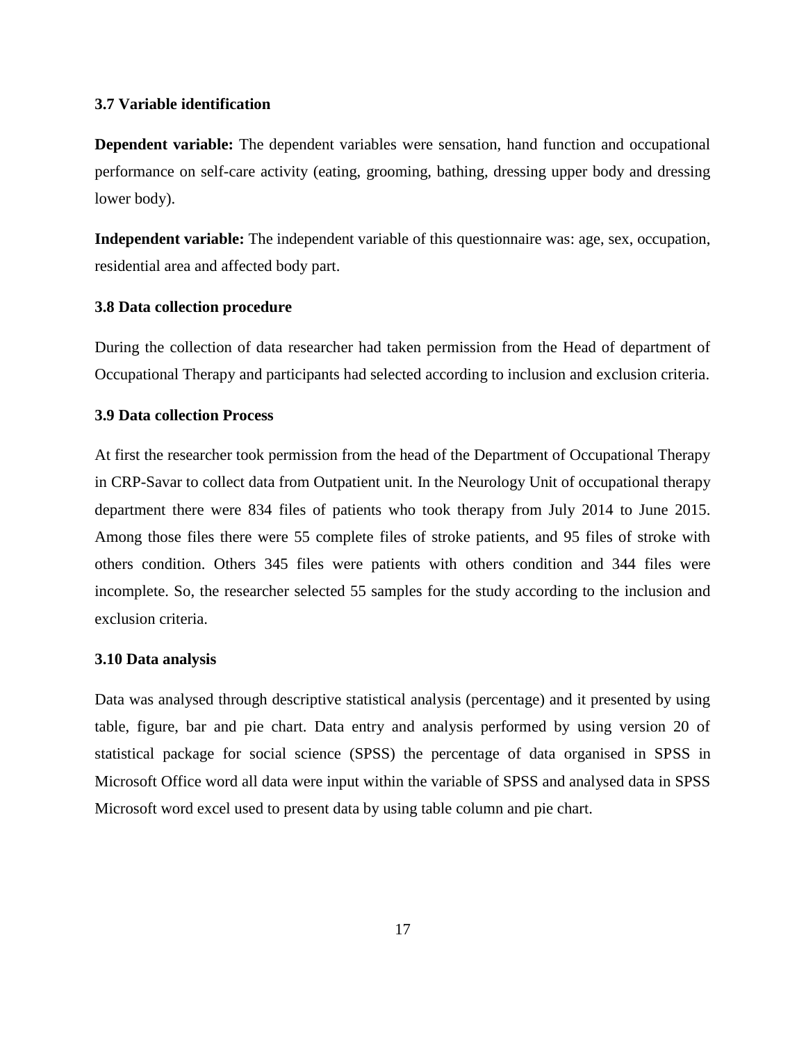### 3.7 Variable identification

**Dependent variable:** The dependent variables were sensation, hand function and occupational performance on self-care activity (eating, grooming, bathing, dressing upper body and dressing lower body).

**Independent variable:** The independent variable of this questionnaire was: age, sex, occupation, residential area and affected body part.

### 3.8 Data collection procedure

During the collection of data researcher had taken permission from the Head of department of Occupational Therapy and participants had selected according to inclusion and exclusion criteria.

### 3.9 Data collection Process

At first the researcher took permission from the head of the Department of Occupational Therapy in CRP-Savar to collect data from Outpatient unit. In the Neurology Unit of occupational therapy department there were 834 files of patients who took therapy from July 2014 to June 2015. Among those files there were 55 complete files of stroke patients, and 95 files of stroke with others condition. Others 345 files were patients with others condition and 344 files were incomplete. So, the researcher selected 55 samples for the study according to the inclusion and exclusion criteria.

### 3.10 Data analysis

Data was analysed through descriptive statistical analysis (percentage) and it presented by using table, figure, bar and pie chart. Data entry and analysis performed by using version 20 of statistical package for social science (SPSS) the percentage of data organised in SPSS in Microsoft Office word all data were input within the variable of SPSS and analysed data in SPSS Microsoft word excel used to present data by using table column and pie chart.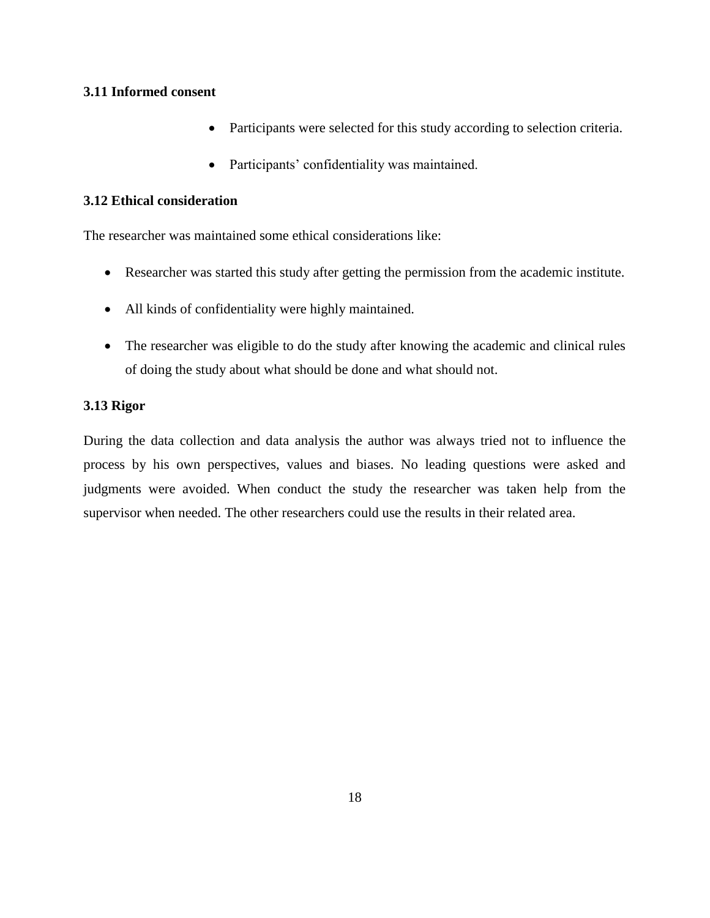### 3.11 Informed consent

- Participants were selected for this study according to selection criteria.
- Participants' confidentiality was maintained.

### 3.12 Ethical consideration

The researcher was maintained some ethical considerations like:

- Researcher was started this study after getting the permission from the academic institute.
- All kinds of confidentiality were highly maintained.
- The researcher was eligible to do the study after knowing the academic and clinical rules of doing the study about what should be done and what should not.

### 3.13 Rigor

During the data collection and data analysis the author was always tried not to influence the process by his own perspectives, values and biases. No leading questions were asked and judgments were avoided. When conduct the study the researcher was taken help from the supervisor when needed. The other researchers could use the results in their related area.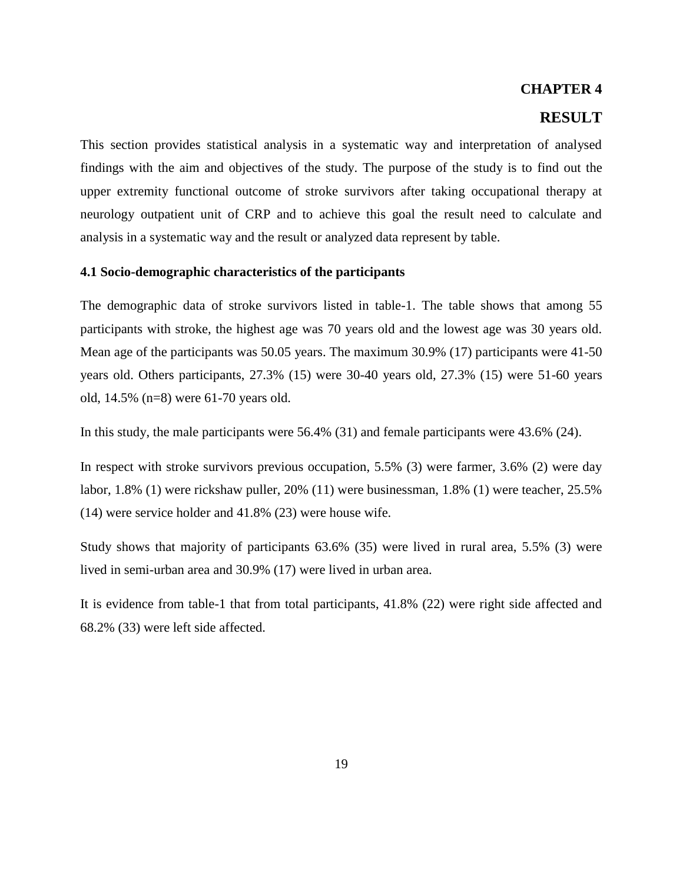# CHAPTER 4

# RESULT

This section provides statistical analysis in a systematic way and interpretation of analysed findings with the aim and objectives of the study. The purpose of the study is to find out the upper extremity functional outcome of stroke survivors after taking occupational therapy at neurology outpatient unit of CRP and to achieve this goal the result need to calculate and analysis in a systematic way and the result or analyzed data represent by table.

### 4.1 Socio-demographic characteristics of the participants

The demographic data of stroke survivors listed in table-1. The table shows that among 55 participants with stroke, the highest age was 70 years old and the lowest age was 30 years old. Mean age of the participants was 50.05 years. The maximum 30.9% (17) participants were 41-50 years old. Others participants, 27.3% (15) were 30-40 years old, 27.3% (15) were 51-60 years old, 14.5% (n=8) were 61-70 years old.

In this study, the male participants were 56.4% (31) and female participants were 43.6% (24).

In respect with stroke survivors previous occupation, 5.5% (3) were farmer, 3.6% (2) were day labor, 1.8% (1) were rickshaw puller, 20% (11) were businessman, 1.8% (1) were teacher, 25.5% (14) were service holder and 41.8% (23) were house wife.

Study shows that majority of participants 63.6% (35) were lived in rural area, 5.5% (3) were lived in semi-urban area and 30.9% (17) were lived in urban area.

It is evidence from table-1 that from total participants, 41.8% (22) were right side affected and 68.2% (33) were left side affected.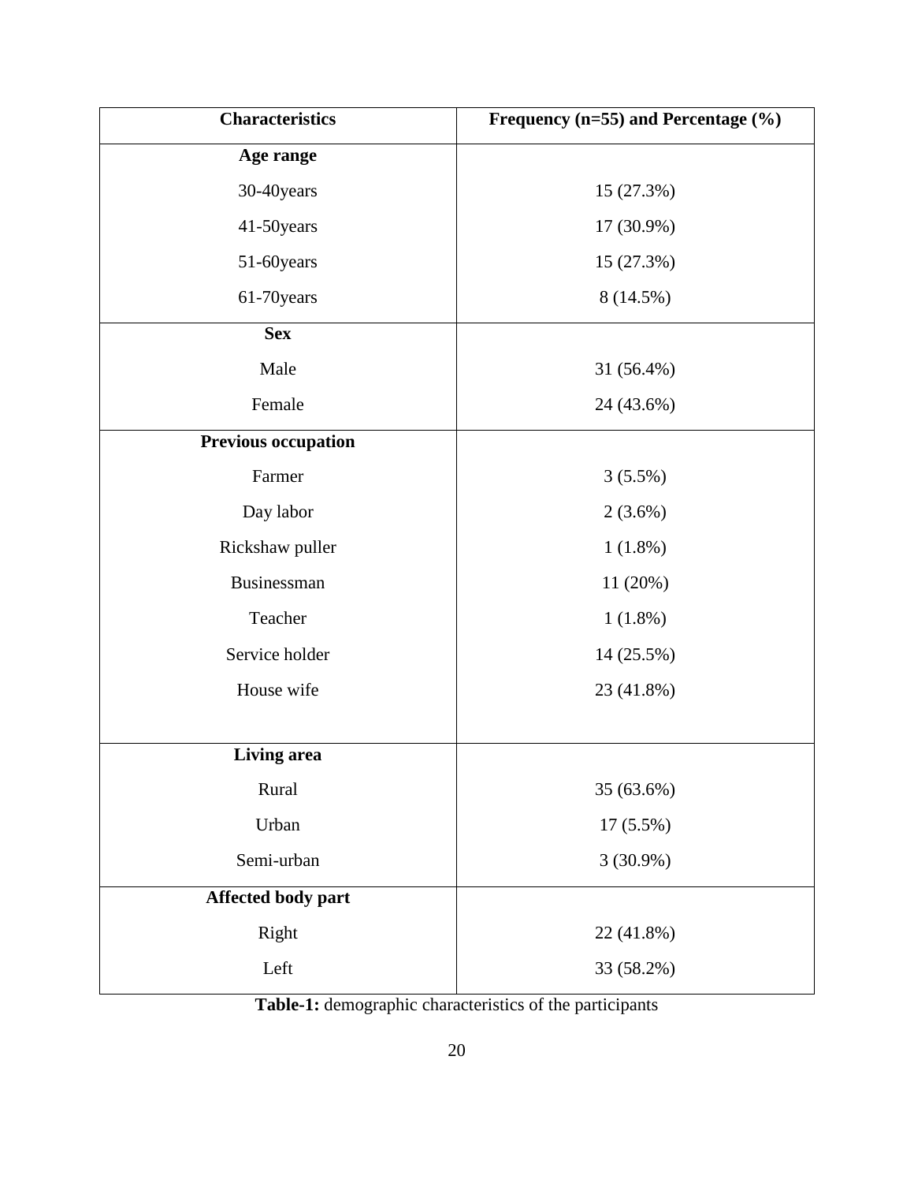| Characteristics | Frequency (n=55) and Percentage (%) |
|---|---|
| **Age range** | |
| 30-40years | 15 (27.3%) |
| 41-50years | 17 (30.9%) |
| 51-60years | 15 (27.3%) |
| 61-70years | 8 (14.5%) |
| **Sex** | |
| Male | 31 (56.4%) |
| Female | 24 (43.6%) |
| **Previous occupation** | |
| Farmer | 3 (5.5%) |
| Day labor | 2 (3.6%) |
| Rickshaw puller | 1 (1.8%) |
| Businessman | 11 (20%) |
| Teacher | 1 (1.8%) |
| Service holder | 14 (25.5%) |
| House wife | 23 (41.8%) |
| **Living area** | |
| Rural | 35 (63.6%) |
| Urban | 17 (5.5%) |
| Semi-urban | 3 (30.9%) |
| **Affected body part** | |
| Right | 22 (41.8%) |
| Left | 33 (58.2%) |

**Table-1:** demographic characteristics of the participants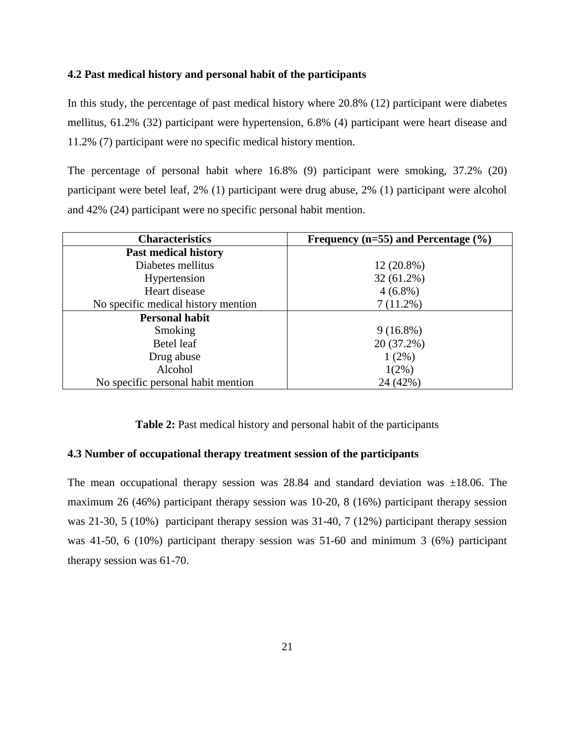### 4.2 Past medical history and personal habit of the participants

In this study, the percentage of past medical history where 20.8% (12) participant were diabetes mellitus, 61.2% (32) participant were hypertension, 6.8% (4) participant were heart disease and 11.2% (7) participant were no specific medical history mention.

The percentage of personal habit where 16.8% (9) participant were smoking, 37.2% (20) participant were betel leaf, 2% (1) participant were drug abuse, 2% (1) participant were alcohol and 42% (24) participant were no specific personal habit mention.

| Characteristics | Frequency (n=55) and Percentage (%) |
|---|---|
| **Past medical history** | |
| Diabetes mellitus | 12 (20.8%) |
| Hypertension | 32 (61.2%) |
| Heart disease | 4 (6.8%) |
| No specific medical history mention | 7 (11.2%) |
| **Personal habit** | |
| Smoking | 9 (16.8%) |
| Betel leaf | 20 (37.2%) |
| Drug abuse | 1 (2%) |
| Alcohol | 1(2%) |
| No specific personal habit mention | 24 (42%) |

**Table 2:** Past medical history and personal habit of the participants

### 4.3 Number of occupational therapy treatment session of the participants

The mean occupational therapy session was 28.84 and standard deviation was ±18.06. The maximum 26 (46%) participant therapy session was 10-20, 8 (16%) participant therapy session was 21-30, 5 (10%) participant therapy session was 31-40, 7 (12%) participant therapy session was 41-50, 6 (10%) participant therapy session was 51-60 and minimum 3 (6%) participant therapy session was 61-70.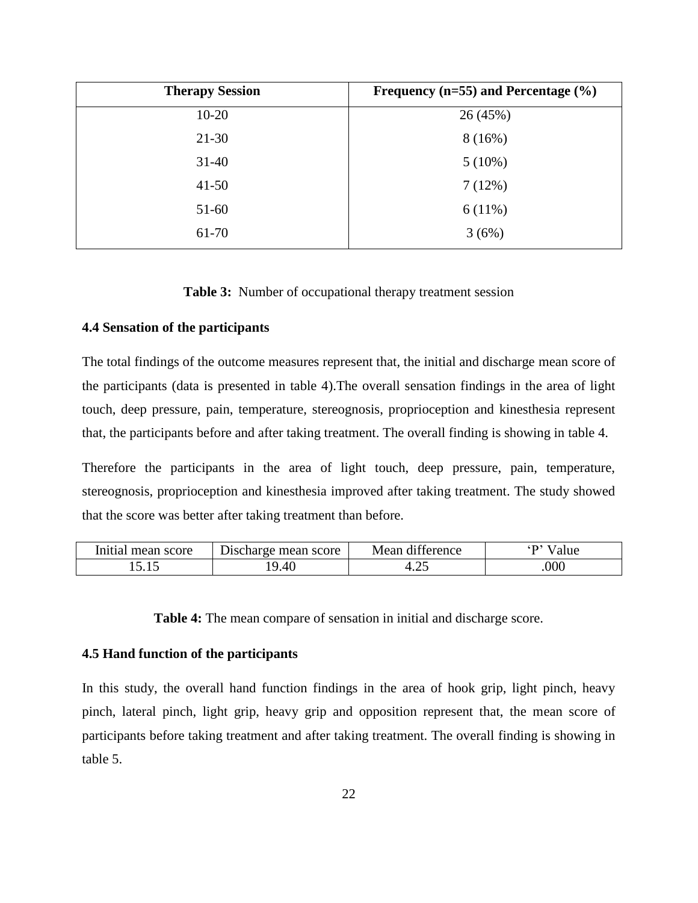| Therapy Session | Frequency (n=55) and Percentage (%) |
|---|---|
| 10-20 | 26 (45%) |
| 21-30 | 8 (16%) |
| 31-40 | 5 (10%) |
| 41-50 | 7 (12%) |
| 51-60 | 6 (11%) |
| 61-70 | 3 (6%) |

**Table 3:** Number of occupational therapy treatment session

### 4.4 Sensation of the participants

The total findings of the outcome measures represent that, the initial and discharge mean score of the participants (data is presented in table 4).The overall sensation findings in the area of light touch, deep pressure, pain, temperature, stereognosis, proprioception and kinesthesia represent that, the participants before and after taking treatment. The overall finding is showing in table 4.

Therefore the participants in the area of light touch, deep pressure, pain, temperature, stereognosis, proprioception and kinesthesia improved after taking treatment. The study showed that the score was better after taking treatment than before.

| Initial mean score | Discharge mean score | Mean difference | 'P' Value |
|---|---|---|---|
| 15.15 | 19.40 | 4.25 | .000 |

**Table 4:** The mean compare of sensation in initial and discharge score.

### 4.5 Hand function of the participants

In this study, the overall hand function findings in the area of hook grip, light pinch, heavy pinch, lateral pinch, light grip, heavy grip and opposition represent that, the mean score of participants before taking treatment and after taking treatment. The overall finding is showing in table 5.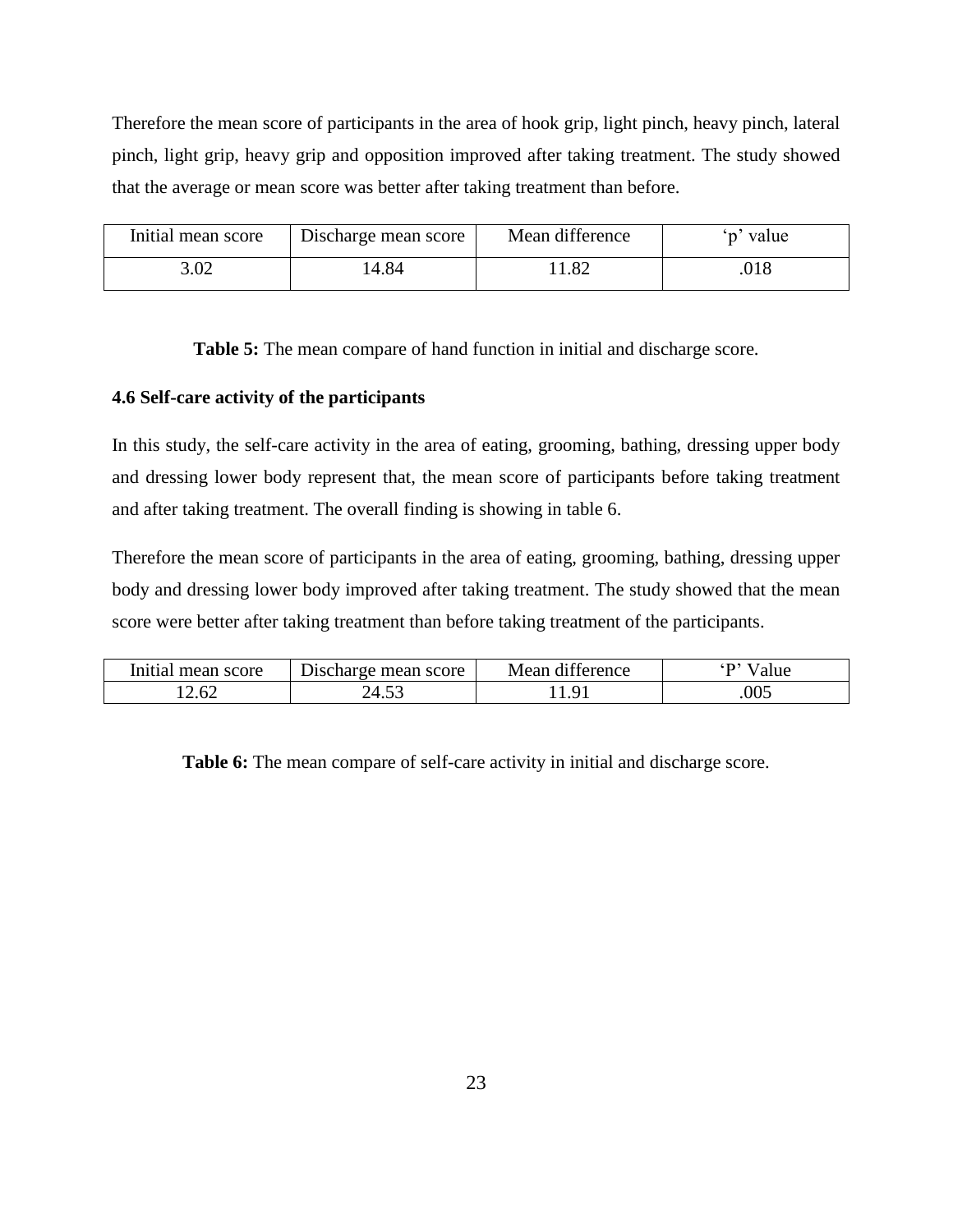Therefore the mean score of participants in the area of hook grip, light pinch, heavy pinch, lateral pinch, light grip, heavy grip and opposition improved after taking treatment. The study showed that the average or mean score was better after taking treatment than before.

| Initial mean score | Discharge mean score | Mean difference | ‘p’ value |
|---|---|---|---|
| 3.02 | 14.84 | 11.82 | .018 |

**Table 5:** The mean compare of hand function in initial and discharge score.

### 4.6 Self-care activity of the participants

In this study, the self-care activity in the area of eating, grooming, bathing, dressing upper body and dressing lower body represent that, the mean score of participants before taking treatment and after taking treatment. The overall finding is showing in table 6.

Therefore the mean score of participants in the area of eating, grooming, bathing, dressing upper body and dressing lower body improved after taking treatment. The study showed that the mean score were better after taking treatment than before taking treatment of the participants.

| Initial mean score | Discharge mean score | Mean difference | ‘P’ Value |
|---|---|---|---|
| 12.62 | 24.53 | 11.91 | .005 |

**Table 6:** The mean compare of self-care activity in initial and discharge score.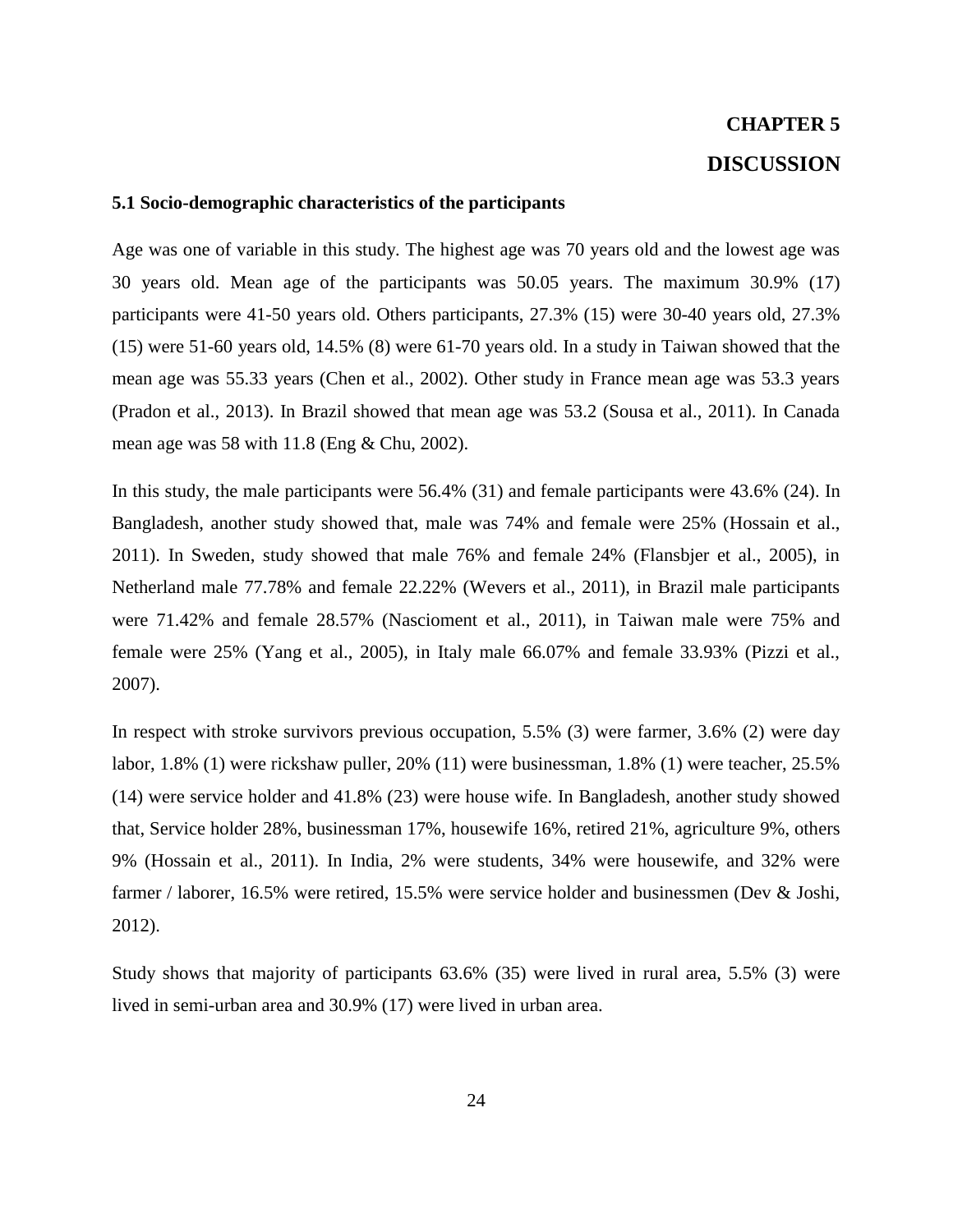# CHAPTER 5

# DISCUSSION

### 5.1 Socio-demographic characteristics of the participants

Age was one of variable in this study. The highest age was 70 years old and the lowest age was 30 years old. Mean age of the participants was 50.05 years. The maximum 30.9% (17) participants were 41-50 years old. Others participants, 27.3% (15) were 30-40 years old, 27.3% (15) were 51-60 years old, 14.5% (8) were 61-70 years old. In a study in Taiwan showed that the mean age was 55.33 years (Chen et al., 2002). Other study in France mean age was 53.3 years (Pradon et al., 2013). In Brazil showed that mean age was 53.2 (Sousa et al., 2011). In Canada mean age was 58 with 11.8 (Eng & Chu, 2002).

In this study, the male participants were 56.4% (31) and female participants were 43.6% (24). In Bangladesh, another study showed that, male was 74% and female were 25% (Hossain et al., 2011). In Sweden, study showed that male 76% and female 24% (Flansbjer et al., 2005), in Netherland male 77.78% and female 22.22% (Wevers et al., 2011), in Brazil male participants were 71.42% and female 28.57% (Nascioment et al., 2011), in Taiwan male were 75% and female were 25% (Yang et al., 2005), in Italy male 66.07% and female 33.93% (Pizzi et al., 2007).

In respect with stroke survivors previous occupation, 5.5% (3) were farmer, 3.6% (2) were day labor, 1.8% (1) were rickshaw puller, 20% (11) were businessman, 1.8% (1) were teacher, 25.5% (14) were service holder and 41.8% (23) were house wife. In Bangladesh, another study showed that, Service holder 28%, businessman 17%, housewife 16%, retired 21%, agriculture 9%, others 9% (Hossain et al., 2011). In India, 2% were students, 34% were housewife, and 32% were farmer / laborer, 16.5% were retired, 15.5% were service holder and businessmen (Dev & Joshi, 2012).

Study shows that majority of participants 63.6% (35) were lived in rural area, 5.5% (3) were lived in semi-urban area and 30.9% (17) were lived in urban area.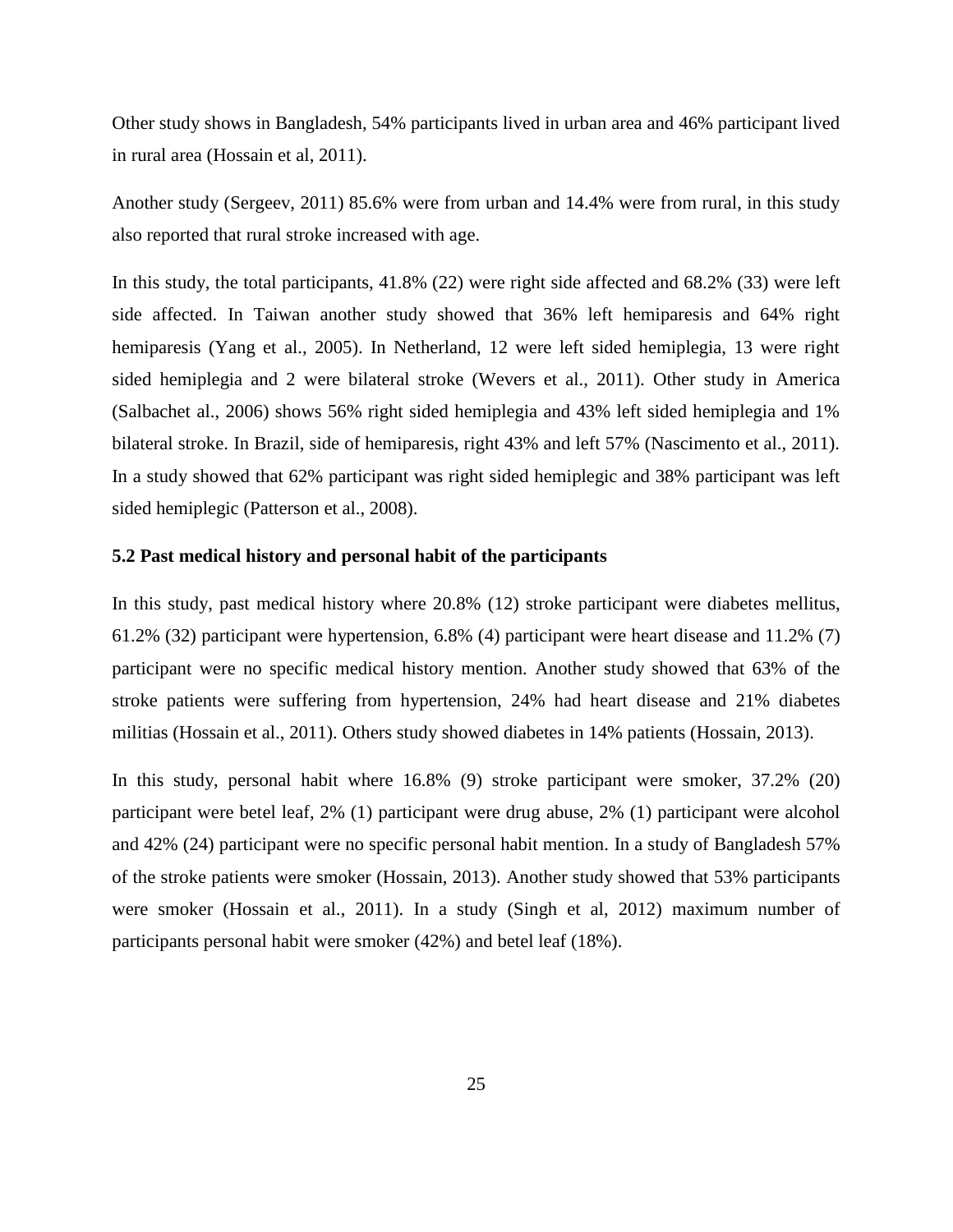Other study shows in Bangladesh, 54% participants lived in urban area and 46% participant lived in rural area (Hossain et al, 2011).

Another study (Sergeev, 2011) 85.6% were from urban and 14.4% were from rural, in this study also reported that rural stroke increased with age.

In this study, the total participants, 41.8% (22) were right side affected and 68.2% (33) were left side affected. In Taiwan another study showed that 36% left hemiparesis and 64% right hemiparesis (Yang et al., 2005). In Netherland, 12 were left sided hemiplegia, 13 were right sided hemiplegia and 2 were bilateral stroke (Wevers et al., 2011). Other study in America (Salbachet al., 2006) shows 56% right sided hemiplegia and 43% left sided hemiplegia and 1% bilateral stroke. In Brazil, side of hemiparesis, right 43% and left 57% (Nascimento et al., 2011). In a study showed that 62% participant was right sided hemiplegic and 38% participant was left sided hemiplegic (Patterson et al., 2008).

### 5.2 Past medical history and personal habit of the participants

In this study, past medical history where 20.8% (12) stroke participant were diabetes mellitus, 61.2% (32) participant were hypertension, 6.8% (4) participant were heart disease and 11.2% (7) participant were no specific medical history mention. Another study showed that 63% of the stroke patients were suffering from hypertension, 24% had heart disease and 21% diabetes militias (Hossain et al., 2011). Others study showed diabetes in 14% patients (Hossain, 2013).

In this study, personal habit where 16.8% (9) stroke participant were smoker, 37.2% (20) participant were betel leaf, 2% (1) participant were drug abuse, 2% (1) participant were alcohol and 42% (24) participant were no specific personal habit mention. In a study of Bangladesh 57% of the stroke patients were smoker (Hossain, 2013). Another study showed that 53% participants were smoker (Hossain et al., 2011). In a study (Singh et al, 2012) maximum number of participants personal habit were smoker (42%) and betel leaf (18%).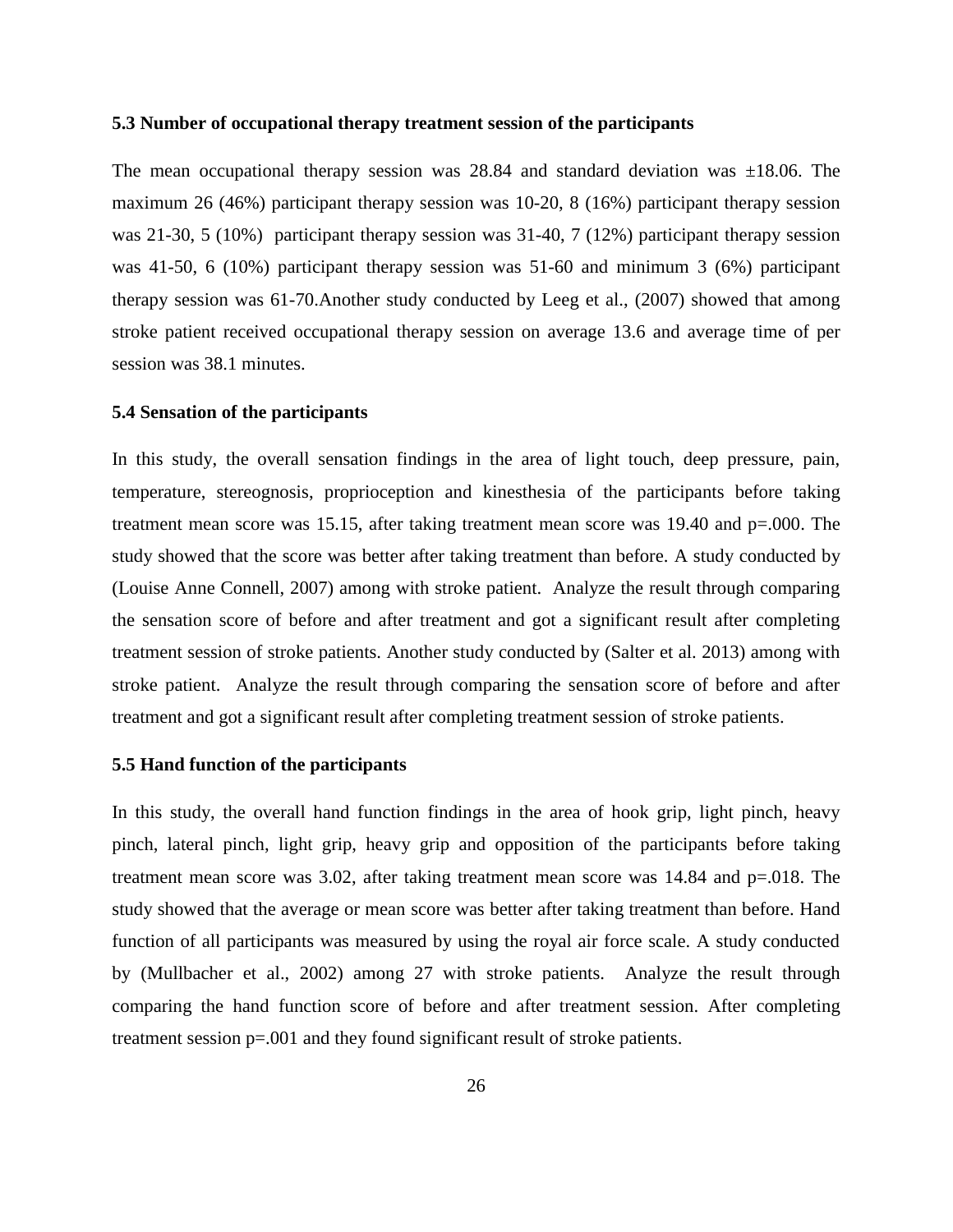### 5.3 Number of occupational therapy treatment session of the participants

The mean occupational therapy session was 28.84 and standard deviation was ±18.06. The maximum 26 (46%) participant therapy session was 10-20, 8 (16%) participant therapy session was 21-30, 5 (10%) participant therapy session was 31-40, 7 (12%) participant therapy session was 41-50, 6 (10%) participant therapy session was 51-60 and minimum 3 (6%) participant therapy session was 61-70.Another study conducted by Leeg et al., (2007) showed that among stroke patient received occupational therapy session on average 13.6 and average time of per session was 38.1 minutes.

### 5.4 Sensation of the participants

In this study, the overall sensation findings in the area of light touch, deep pressure, pain, temperature, stereognosis, proprioception and kinesthesia of the participants before taking treatment mean score was 15.15, after taking treatment mean score was 19.40 and p=.000. The study showed that the score was better after taking treatment than before. A study conducted by (Louise Anne Connell, 2007) among with stroke patient. Analyze the result through comparing the sensation score of before and after treatment and got a significant result after completing treatment session of stroke patients. Another study conducted by (Salter et al. 2013) among with stroke patient. Analyze the result through comparing the sensation score of before and after treatment and got a significant result after completing treatment session of stroke patients.

### 5.5 Hand function of the participants

In this study, the overall hand function findings in the area of hook grip, light pinch, heavy pinch, lateral pinch, light grip, heavy grip and opposition of the participants before taking treatment mean score was 3.02, after taking treatment mean score was 14.84 and p=.018. The study showed that the average or mean score was better after taking treatment than before. Hand function of all participants was measured by using the royal air force scale. A study conducted by (Mullbacher et al., 2002) among 27 with stroke patients. Analyze the result through comparing the hand function score of before and after treatment session. After completing treatment session p=.001 and they found significant result of stroke patients.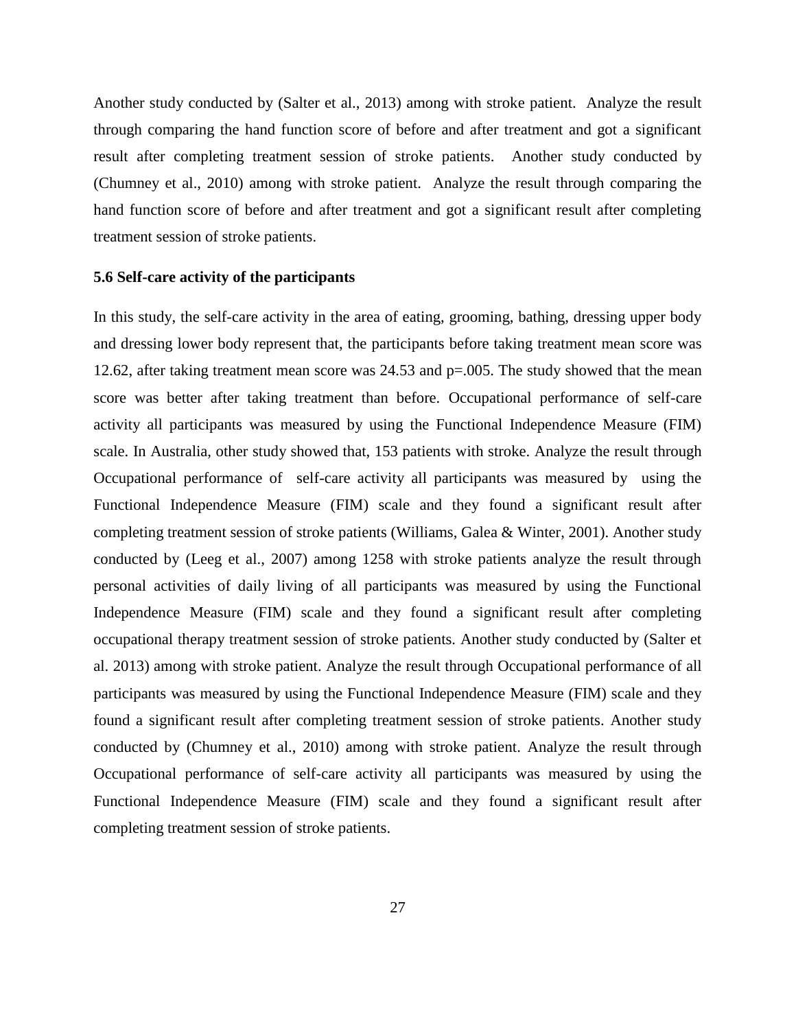Another study conducted by (Salter et al., 2013) among with stroke patient. Analyze the result through comparing the hand function score of before and after treatment and got a significant result after completing treatment session of stroke patients. Another study conducted by (Chumney et al., 2010) among with stroke patient. Analyze the result through comparing the hand function score of before and after treatment and got a significant result after completing treatment session of stroke patients.

### 5.6 Self-care activity of the participants

In this study, the self-care activity in the area of eating, grooming, bathing, dressing upper body and dressing lower body represent that, the participants before taking treatment mean score was 12.62, after taking treatment mean score was 24.53 and p=.005. The study showed that the mean score was better after taking treatment than before. Occupational performance of self-care activity all participants was measured by using the Functional Independence Measure (FIM) scale. In Australia, other study showed that, 153 patients with stroke. Analyze the result through Occupational performance of self-care activity all participants was measured by using the Functional Independence Measure (FIM) scale and they found a significant result after completing treatment session of stroke patients (Williams, Galea & Winter, 2001). Another study conducted by (Leeg et al., 2007) among 1258 with stroke patients analyze the result through personal activities of daily living of all participants was measured by using the Functional Independence Measure (FIM) scale and they found a significant result after completing occupational therapy treatment session of stroke patients. Another study conducted by (Salter et al. 2013) among with stroke patient. Analyze the result through Occupational performance of all participants was measured by using the Functional Independence Measure (FIM) scale and they found a significant result after completing treatment session of stroke patients. Another study conducted by (Chumney et al., 2010) among with stroke patient. Analyze the result through Occupational performance of self-care activity all participants was measured by using the Functional Independence Measure (FIM) scale and they found a significant result after completing treatment session of stroke patients.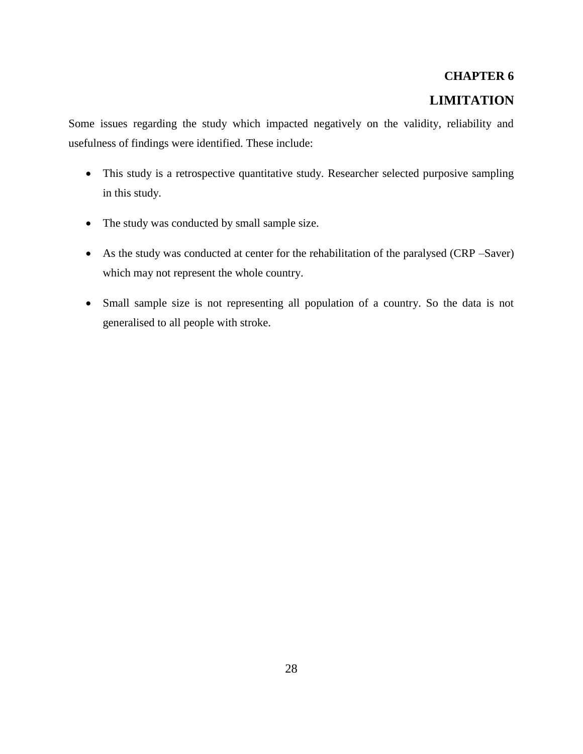# CHAPTER 6

## LIMITATION

Some issues regarding the study which impacted negatively on the validity, reliability and usefulness of findings were identified. These include:

- This study is a retrospective quantitative study. Researcher selected purposive sampling in this study.
- The study was conducted by small sample size.
- As the study was conducted at center for the rehabilitation of the paralysed (CRP –Saver) which may not represent the whole country.
- Small sample size is not representing all population of a country. So the data is not generalised to all people with stroke.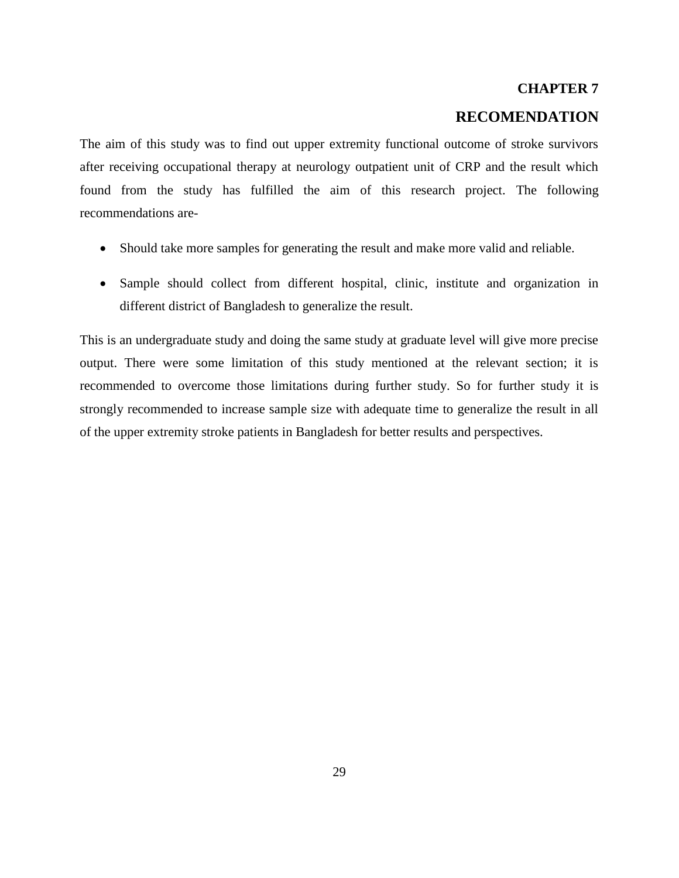# CHAPTER 7

## RECOMENDATION

The aim of this study was to find out upper extremity functional outcome of stroke survivors after receiving occupational therapy at neurology outpatient unit of CRP and the result which found from the study has fulfilled the aim of this research project. The following recommendations are-

- Should take more samples for generating the result and make more valid and reliable.
- Sample should collect from different hospital, clinic, institute and organization in different district of Bangladesh to generalize the result.

This is an undergraduate study and doing the same study at graduate level will give more precise output. There were some limitation of this study mentioned at the relevant section; it is recommended to overcome those limitations during further study. So for further study it is strongly recommended to increase sample size with adequate time to generalize the result in all of the upper extremity stroke patients in Bangladesh for better results and perspectives.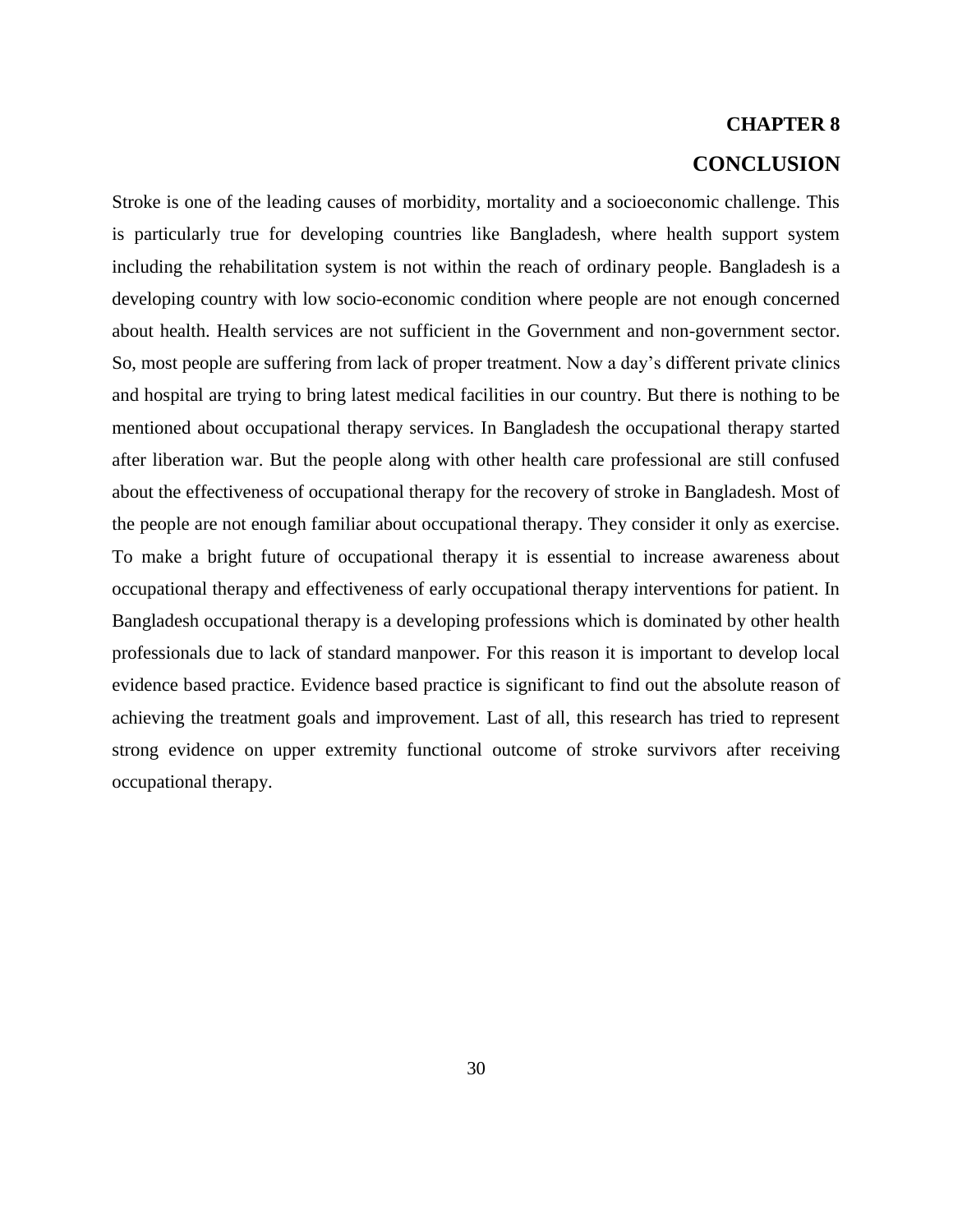# CHAPTER 8

## CONCLUSION

Stroke is one of the leading causes of morbidity, mortality and a socioeconomic challenge. This is particularly true for developing countries like Bangladesh, where health support system including the rehabilitation system is not within the reach of ordinary people. Bangladesh is a developing country with low socio-economic condition where people are not enough concerned about health. Health services are not sufficient in the Government and non-government sector. So, most people are suffering from lack of proper treatment. Now a day's different private clinics and hospital are trying to bring latest medical facilities in our country. But there is nothing to be mentioned about occupational therapy services. In Bangladesh the occupational therapy started after liberation war. But the people along with other health care professional are still confused about the effectiveness of occupational therapy for the recovery of stroke in Bangladesh. Most of the people are not enough familiar about occupational therapy. They consider it only as exercise. To make a bright future of occupational therapy it is essential to increase awareness about occupational therapy and effectiveness of early occupational therapy interventions for patient. In Bangladesh occupational therapy is a developing professions which is dominated by other health professionals due to lack of standard manpower. For this reason it is important to develop local evidence based practice. Evidence based practice is significant to find out the absolute reason of achieving the treatment goals and improvement. Last of all, this research has tried to represent strong evidence on upper extremity functional outcome of stroke survivors after receiving occupational therapy.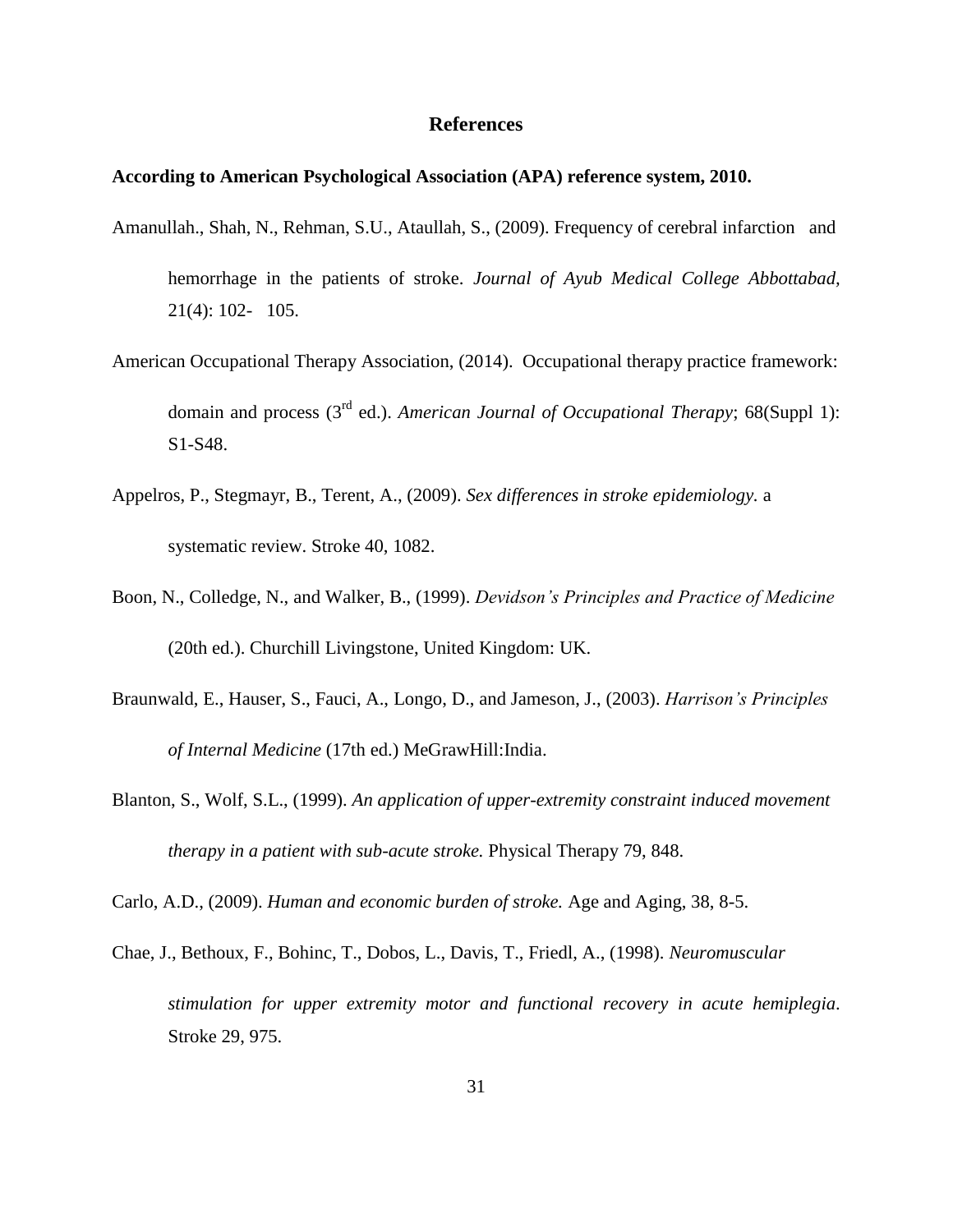# References

**According to American Psychological Association (APA) reference system, 2010.**

Amanullah., Shah, N., Rehman, S.U., Ataullah, S., (2009). Frequency of cerebral infarction and hemorrhage in the patients of stroke. *Journal of Ayub Medical College Abbottabad,* 21(4): 102- 105.

American Occupational Therapy Association, (2014). Occupational therapy practice framework: domain and process (3rd ed.). *American Journal of Occupational Therapy*; 68(Suppl 1): S1-S48.

Appelros, P., Stegmayr, B., Terent, A., (2009). *Sex differences in stroke epidemiology.* a systematic review. Stroke 40, 1082.

Boon, N., Colledge, N., and Walker, B., (1999). *Devidson's Principles and Practice of Medicine* (20th ed.). Churchill Livingstone, United Kingdom: UK.

Braunwald, E., Hauser, S., Fauci, A., Longo, D., and Jameson, J., (2003). *Harrison's Principles of Internal Medicine* (17th ed.) MeGrawHill:India.

Blanton, S., Wolf, S.L., (1999). *An application of upper-extremity constraint induced movement therapy in a patient with sub-acute stroke.* Physical Therapy 79, 848.

Carlo, A.D., (2009). *Human and economic burden of stroke.* Age and Aging, 38, 8-5.

Chae, J., Bethoux, F., Bohinc, T., Dobos, L., Davis, T., Friedl, A., (1998). *Neuromuscular stimulation for upper extremity motor and functional recovery in acute hemiplegia*. Stroke 29, 975.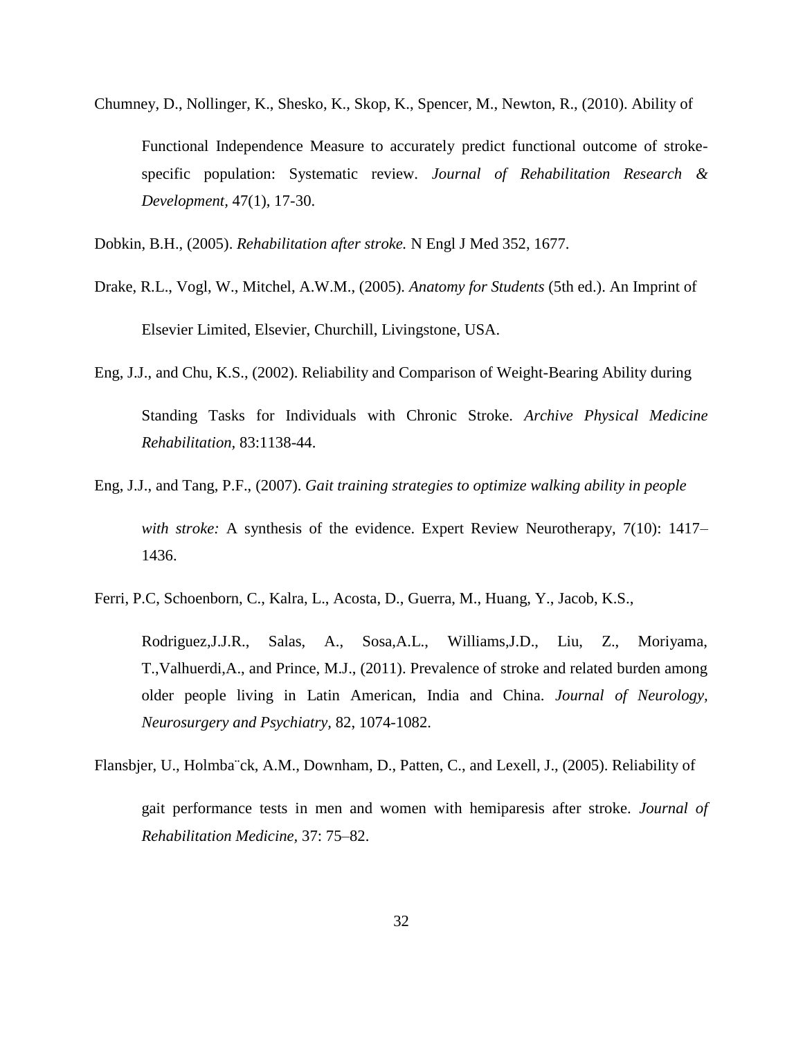Chumney, D., Nollinger, K., Shesko, K., Skop, K., Spencer, M., Newton, R., (2010). Ability of Functional Independence Measure to accurately predict functional outcome of stroke-specific population: Systematic review. *Journal of Rehabilitation Research & Development,* 47(1), 17-30.

Dobkin, B.H., (2005). *Rehabilitation after stroke.* N Engl J Med 352, 1677.

Drake, R.L., Vogl, W., Mitchel, A.W.M., (2005). *Anatomy for Students* (5th ed.). An Imprint of Elsevier Limited, Elsevier, Churchill, Livingstone, USA.

Eng, J.J., and Chu, K.S., (2002). Reliability and Comparison of Weight-Bearing Ability during Standing Tasks for Individuals with Chronic Stroke. *Archive Physical Medicine Rehabilitation,* 83:1138-44.

Eng, J.J., and Tang, P.F., (2007). *Gait training strategies to optimize walking ability in people with stroke:* A synthesis of the evidence. Expert Review Neurotherapy, 7(10): 1417–1436.

Ferri, P.C, Schoenborn, C., Kalra, L., Acosta, D., Guerra, M., Huang, Y., Jacob, K.S., Rodriguez,J.J.R., Salas, A., Sosa,A.L., Williams,J.D., Liu, Z., Moriyama, T.,Valhuerdi,A., and Prince, M.J., (2011). Prevalence of stroke and related burden among older people living in Latin American, India and China. *Journal of Neurology, Neurosurgery and Psychiatry,* 82, 1074-1082.

Flansbjer, U., Holmba¨ck, A.M., Downham, D., Patten, C., and Lexell, J., (2005). Reliability of gait performance tests in men and women with hemiparesis after stroke. *Journal of Rehabilitation Medicine,* 37: 75–82.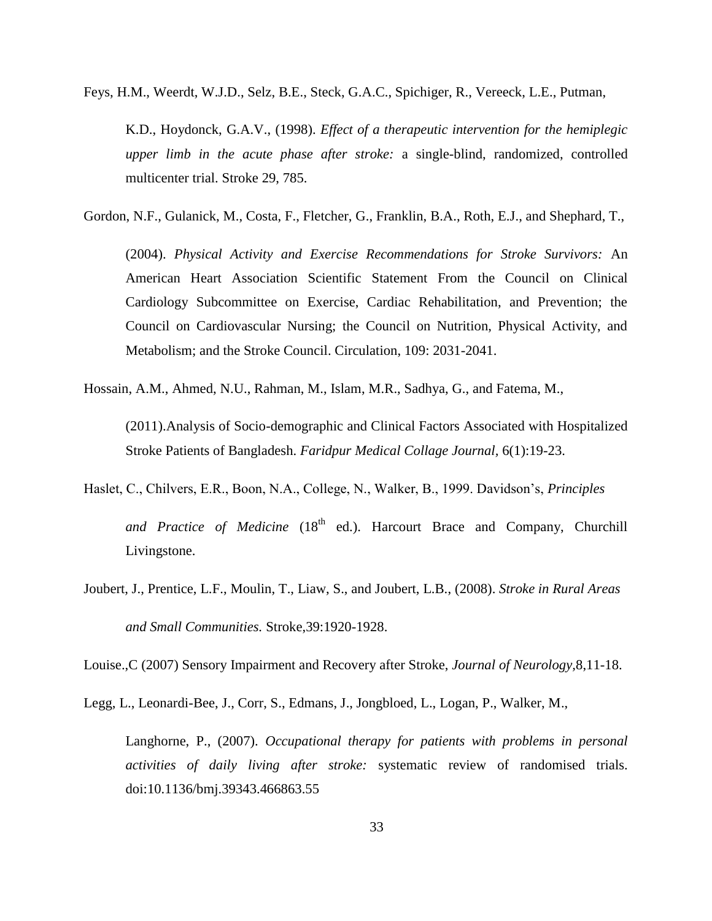Feys, H.M., Weerdt, W.J.D., Selz, B.E., Steck, G.A.C., Spichiger, R., Vereeck, L.E., Putman, K.D., Hoydonck, G.A.V., (1998). *Effect of a therapeutic intervention for the hemiplegic upper limb in the acute phase after stroke:* a single-blind, randomized, controlled multicenter trial. Stroke 29, 785.

Gordon, N.F., Gulanick, M., Costa, F., Fletcher, G., Franklin, B.A., Roth, E.J., and Shephard, T., (2004). *Physical Activity and Exercise Recommendations for Stroke Survivors:* An American Heart Association Scientific Statement From the Council on Clinical Cardiology Subcommittee on Exercise, Cardiac Rehabilitation, and Prevention; the Council on Cardiovascular Nursing; the Council on Nutrition, Physical Activity, and Metabolism; and the Stroke Council. Circulation, 109: 2031-2041.

Hossain, A.M., Ahmed, N.U., Rahman, M., Islam, M.R., Sadhya, G., and Fatema, M., (2011).Analysis of Socio-demographic and Clinical Factors Associated with Hospitalized Stroke Patients of Bangladesh. *Faridpur Medical Collage Journal*, 6(1):19-23.

Haslet, C., Chilvers, E.R., Boon, N.A., College, N., Walker, B., 1999. Davidson's, *Principles and Practice of Medicine* (18th ed.). Harcourt Brace and Company, Churchill Livingstone.

Joubert, J., Prentice, L.F., Moulin, T., Liaw, S., and Joubert, L.B., (2008). *Stroke in Rural Areas and Small Communities.* Stroke,39:1920-1928.

Louise.,C (2007) Sensory Impairment and Recovery after Stroke, *Journal of Neurology*,8,11-18.

Legg, L., Leonardi-Bee, J., Corr, S., Edmans, J., Jongbloed, L., Logan, P., Walker, M., Langhorne, P., (2007). *Occupational therapy for patients with problems in personal activities of daily living after stroke:* systematic review of randomised trials. doi:10.1136/bmj.39343.466863.55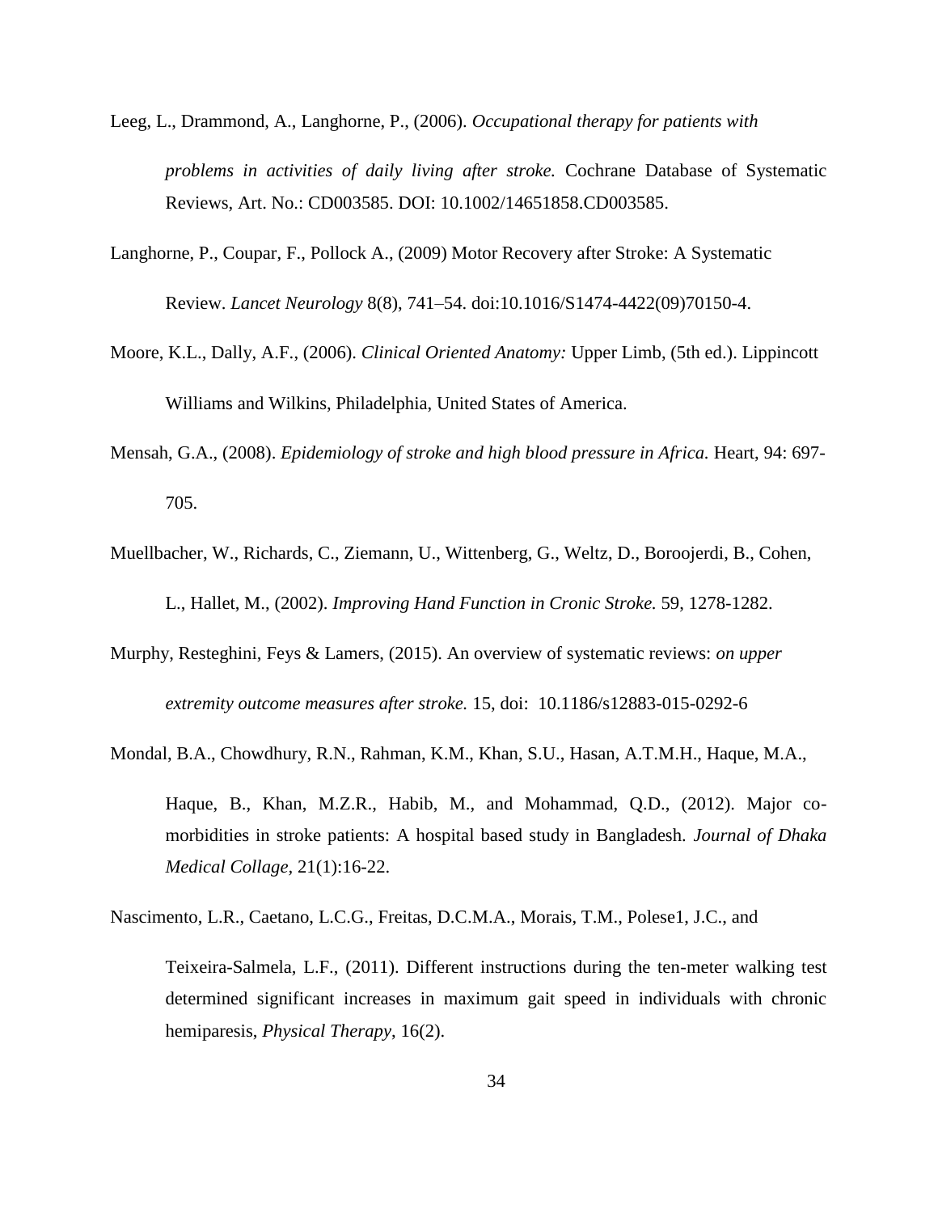Leeg, L., Drammond, A., Langhorne, P., (2006). *Occupational therapy for patients with problems in activities of daily living after stroke.* Cochrane Database of Systematic Reviews, Art. No.: CD003585. DOI: 10.1002/14651858.CD003585.

Langhorne, P., Coupar, F., Pollock A., (2009) Motor Recovery after Stroke: A Systematic Review. *Lancet Neurology* 8(8), 741–54. doi:10.1016/S1474-4422(09)70150-4.

Moore, K.L., Dally, A.F., (2006). *Clinical Oriented Anatomy:* Upper Limb, (5th ed.). Lippincott Williams and Wilkins, Philadelphia, United States of America.

Mensah, G.A., (2008). *Epidemiology of stroke and high blood pressure in Africa.* Heart, 94: 697-705.

Muellbacher, W., Richards, C., Ziemann, U., Wittenberg, G., Weltz, D., Boroojerdi, B., Cohen, L., Hallet, M., (2002). *Improving Hand Function in Cronic Stroke.* 59, 1278-1282.

Murphy, Resteghini, Feys & Lamers, (2015). An overview of systematic reviews: *on upper extremity outcome measures after stroke.* 15, doi: 10.1186/s12883-015-0292-6

Mondal, B.A., Chowdhury, R.N., Rahman, K.M., Khan, S.U., Hasan, A.T.M.H., Haque, M.A., Haque, B., Khan, M.Z.R., Habib, M., and Mohammad, Q.D., (2012). Major co-morbidities in stroke patients: A hospital based study in Bangladesh. *Journal of Dhaka Medical Collage*, 21(1):16-22.

Nascimento, L.R., Caetano, L.C.G., Freitas, D.C.M.A., Morais, T.M., Polese1, J.C., and Teixeira-Salmela, L.F., (2011). Different instructions during the ten-meter walking test determined significant increases in maximum gait speed in individuals with chronic hemiparesis, *Physical Therapy*, 16(2).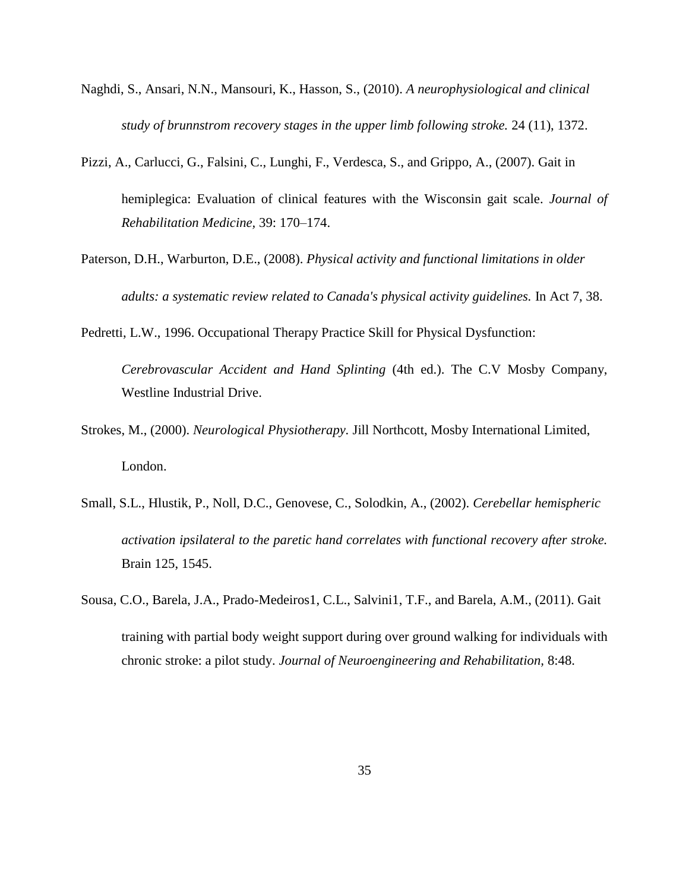Naghdi, S., Ansari, N.N., Mansouri, K., Hasson, S., (2010). *A neurophysiological and clinical study of brunnstrom recovery stages in the upper limb following stroke.* 24 (11), 1372.

Pizzi, A., Carlucci, G., Falsini, C., Lunghi, F., Verdesca, S., and Grippo, A., (2007). Gait in hemiplegica: Evaluation of clinical features with the Wisconsin gait scale. *Journal of Rehabilitation Medicine,* 39: 170–174.

Paterson, D.H., Warburton, D.E., (2008). *Physical activity and functional limitations in older adults: a systematic review related to Canada's physical activity guidelines.* In Act 7, 38.

Pedretti, L.W., 1996. Occupational Therapy Practice Skill for Physical Dysfunction: *Cerebrovascular Accident and Hand Splinting* (4th ed.). The C.V Mosby Company, Westline Industrial Drive.

Strokes, M., (2000). *Neurological Physiotherapy.* Jill Northcott, Mosby International Limited, London.

Small, S.L., Hlustik, P., Noll, D.C., Genovese, C., Solodkin, A., (2002). *Cerebellar hemispheric activation ipsilateral to the paretic hand correlates with functional recovery after stroke.* Brain 125, 1545.

Sousa, C.O., Barela, J.A., Prado-Medeiros1, C.L., Salvini1, T.F., and Barela, A.M., (2011). Gait training with partial body weight support during over ground walking for individuals with chronic stroke: a pilot study. *Journal of Neuroengineering and Rehabilitation,* 8:48.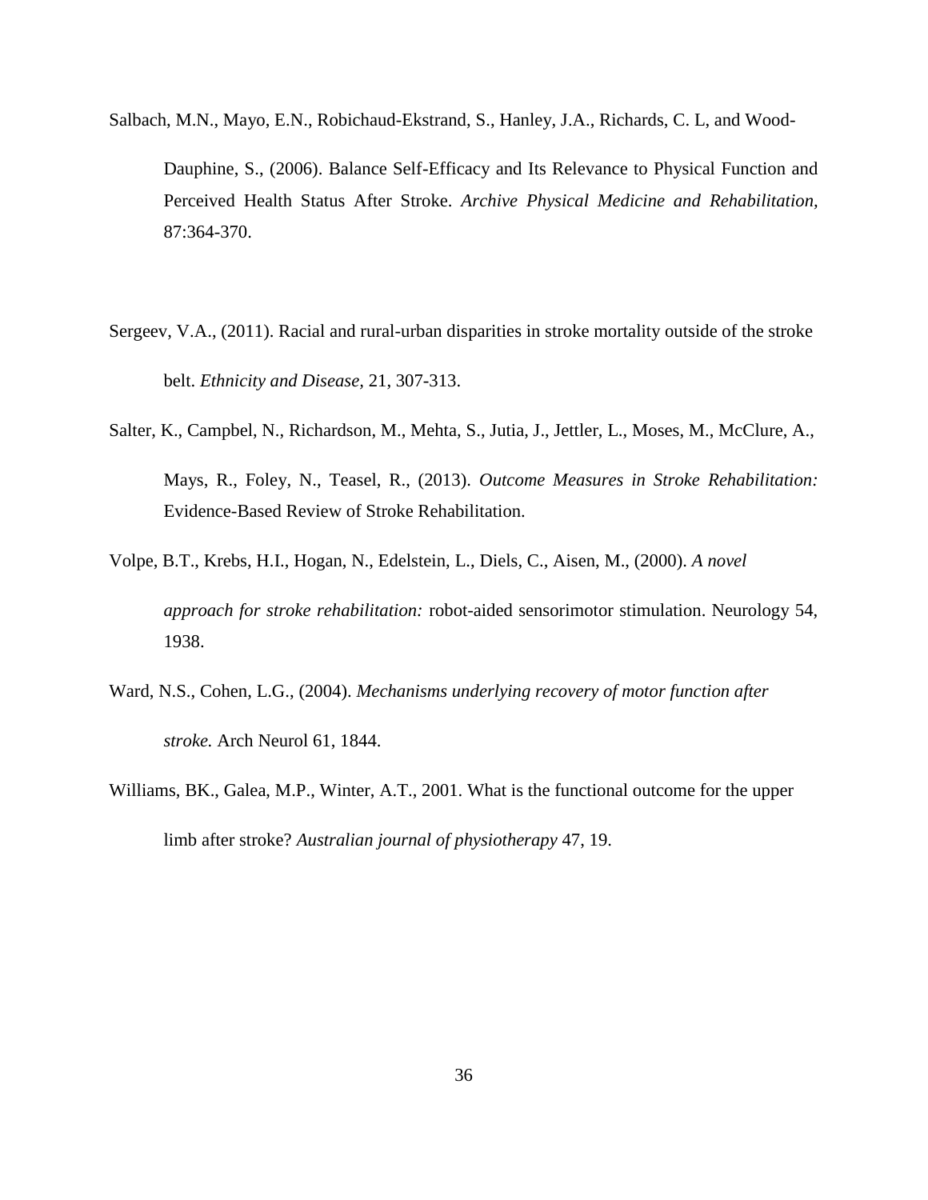Salbach, M.N., Mayo, E.N., Robichaud-Ekstrand, S., Hanley, J.A., Richards, C. L, and Wood-Dauphine, S., (2006). Balance Self-Efficacy and Its Relevance to Physical Function and Perceived Health Status After Stroke. *Archive Physical Medicine and Rehabilitation,* 87:364-370.

Sergeev, V.A., (2011). Racial and rural-urban disparities in stroke mortality outside of the stroke belt. *Ethnicity and Disease,* 21, 307-313.

Salter, K., Campbel, N., Richardson, M., Mehta, S., Jutia, J., Jettler, L., Moses, M., McClure, A., Mays, R., Foley, N., Teasel, R., (2013). *Outcome Measures in Stroke Rehabilitation:* Evidence-Based Review of Stroke Rehabilitation.

Volpe, B.T., Krebs, H.I., Hogan, N., Edelstein, L., Diels, C., Aisen, M., (2000). *A novel approach for stroke rehabilitation:* robot-aided sensorimotor stimulation. Neurology 54, 1938.

Ward, N.S., Cohen, L.G., (2004). *Mechanisms underlying recovery of motor function after stroke.* Arch Neurol 61, 1844.

Williams, BK., Galea, M.P., Winter, A.T., 2001. What is the functional outcome for the upper limb after stroke? *Australian journal of physiotherapy* 47, 19.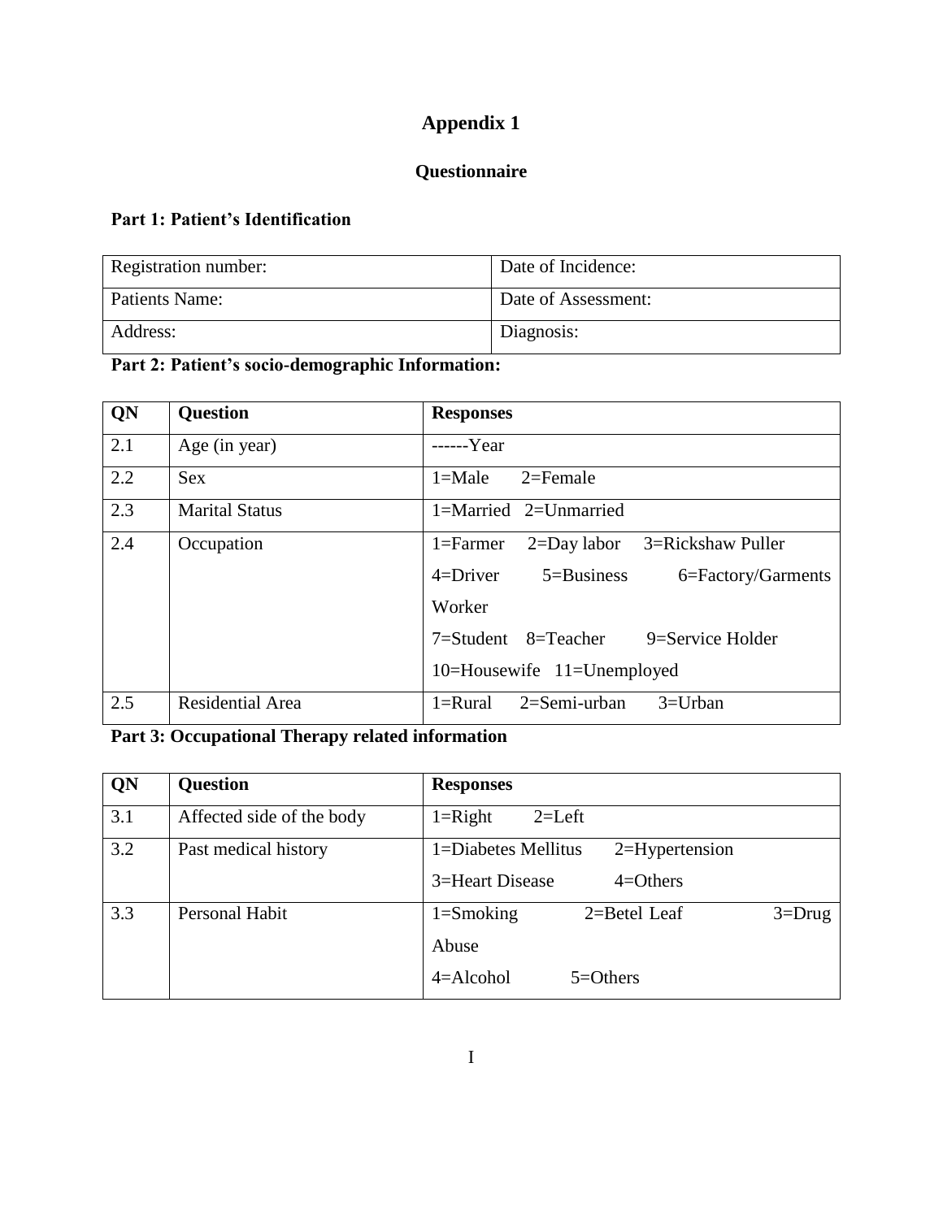# Appendix 1

## Questionnaire

### Part 1: Patient's Identification

| Registration number: | Date of Incidence: |
|---|---|
| Patients Name: | Date of Assessment: |
| Address: | Diagnosis: |

### Part 2: Patient's socio-demographic Information:

| QN | Question | Responses |
|---|---|---|
| 2.1 | Age (in year) | ------Year |
| 2.2 | Sex | 1=Male 2=Female |
| 2.3 | Marital Status | 1=Married 2=Unmarried |
| 2.4 | Occupation | 1=Farmer 2=Day labor 3=Rickshaw Puller 4=Driver 5=Business 6=Factory/Garments Worker 7=Student 8=Teacher 9=Service Holder 10=Housewife 11=Unemployed |
| 2.5 | Residential Area | 1=Rural 2=Semi-urban 3=Urban |

### Part 3: Occupational Therapy related information

| QN | Question | Responses |
|---|---|---|
| 3.1 | Affected side of the body | 1=Right 2=Left |
| 3.2 | Past medical history | 1=Diabetes Mellitus 2=Hypertension 3=Heart Disease 4=Others |
| 3.3 | Personal Habit | 1=Smoking 2=Betel Leaf 3=Drug Abuse 4=Alcohol 5=Others |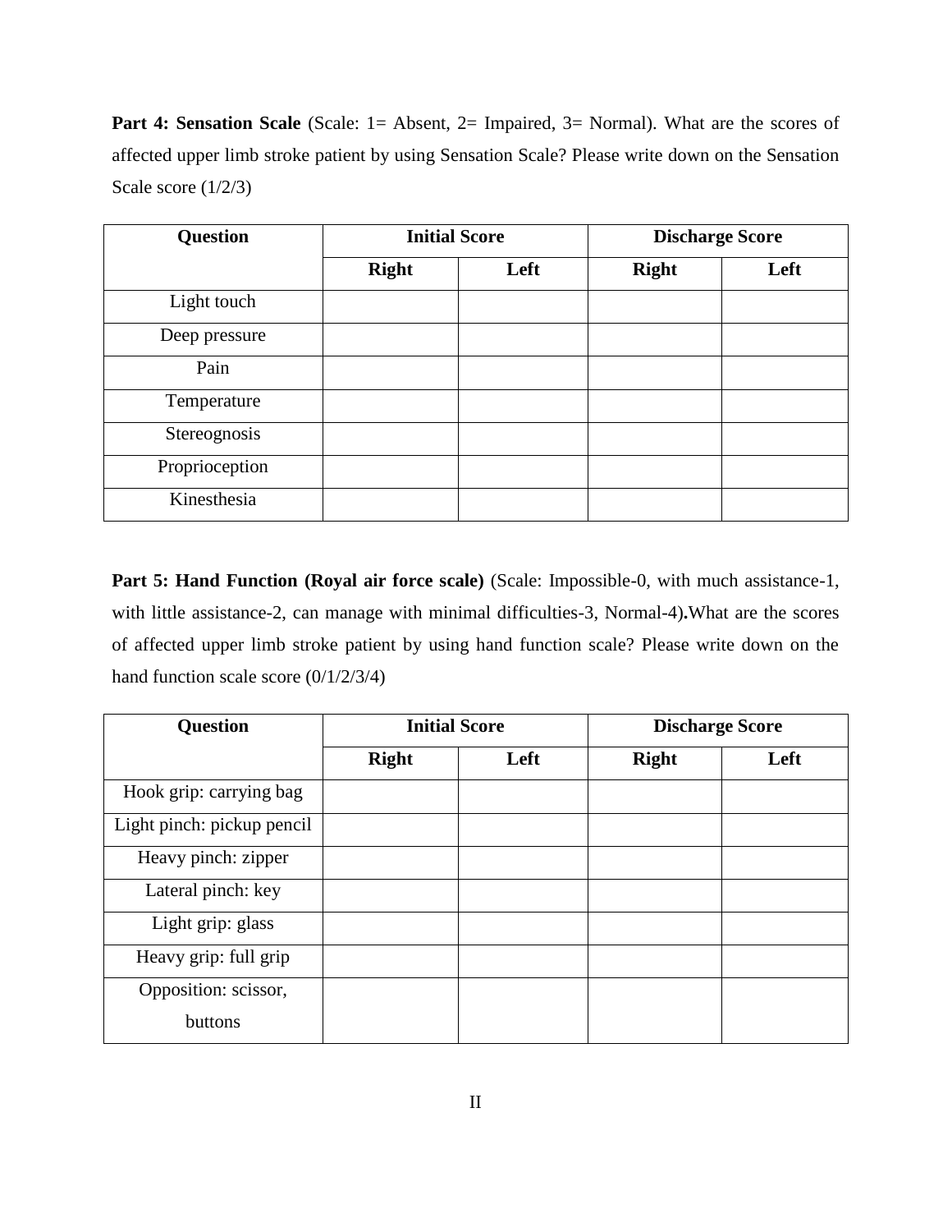**Part 4: Sensation Scale** (Scale: 1= Absent, 2= Impaired, 3= Normal). What are the scores of affected upper limb stroke patient by using Sensation Scale? Please write down on the Sensation Scale score (1/2/3)

| Question | Initial Score | | Discharge Score | |
|---|---|---|---|---|
| | Right | Left | Right | Left |
| Light touch | | | | |
| Deep pressure | | | | |
| Pain | | | | |
| Temperature | | | | |
| Stereognosis | | | | |
| Proprioception | | | | |
| Kinesthesia | | | | |

**Part 5: Hand Function (Royal air force scale)** (Scale: Impossible-0, with much assistance-1, with little assistance-2, can manage with minimal difficulties-3, Normal-4)**.**What are the scores of affected upper limb stroke patient by using hand function scale? Please write down on the hand function scale score (0/1/2/3/4)

| Question | Initial Score | | Discharge Score | |
|---|---|---|---|---|
| | Right | Left | Right | Left |
| Hook grip: carrying bag | | | | |
| Light pinch: pickup pencil | | | | |
| Heavy pinch: zipper | | | | |
| Lateral pinch: key | | | | |
| Light grip: glass | | | | |
| Heavy grip: full grip | | | | |
| Opposition: scissor, buttons | | | | |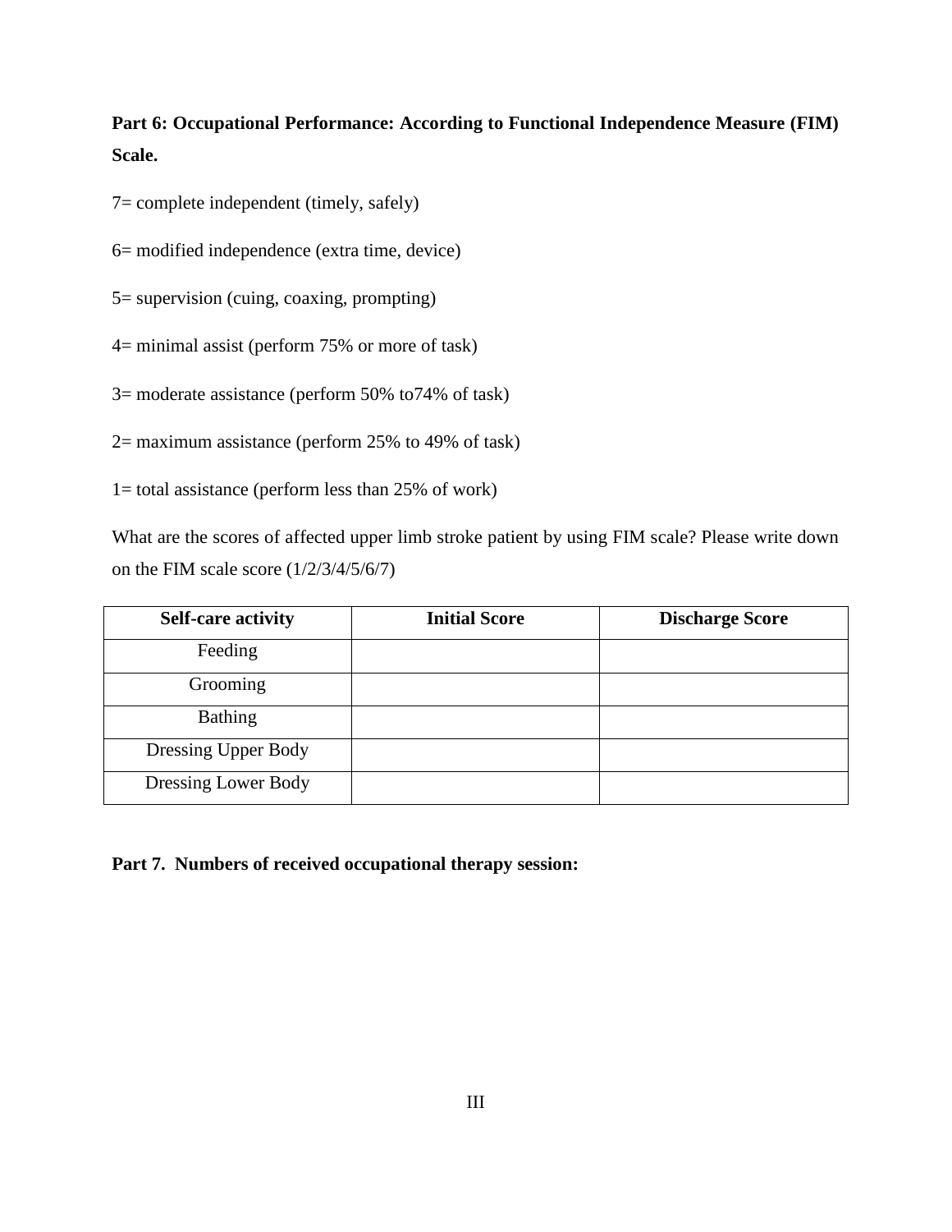**Part 6: Occupational Performance: According to Functional Independence Measure (FIM) Scale.**

7= complete independent (timely, safely)

6= modified independence (extra time, device)

5= supervision (cuing, coaxing, prompting)

4= minimal assist (perform 75% or more of task)

3= moderate assistance (perform 50% to74% of task)

2= maximum assistance (perform 25% to 49% of task)

1= total assistance (perform less than 25% of work)

What are the scores of affected upper limb stroke patient by using FIM scale? Please write down on the FIM scale score (1/2/3/4/5/6/7)

| Self-care activity | Initial Score | Discharge Score |
| --- | --- | --- |
| Feeding | | |
| Grooming | | |
| Bathing | | |
| Dressing Upper Body | | |
| Dressing Lower Body | | |

**Part 7. Numbers of received occupational therapy session:**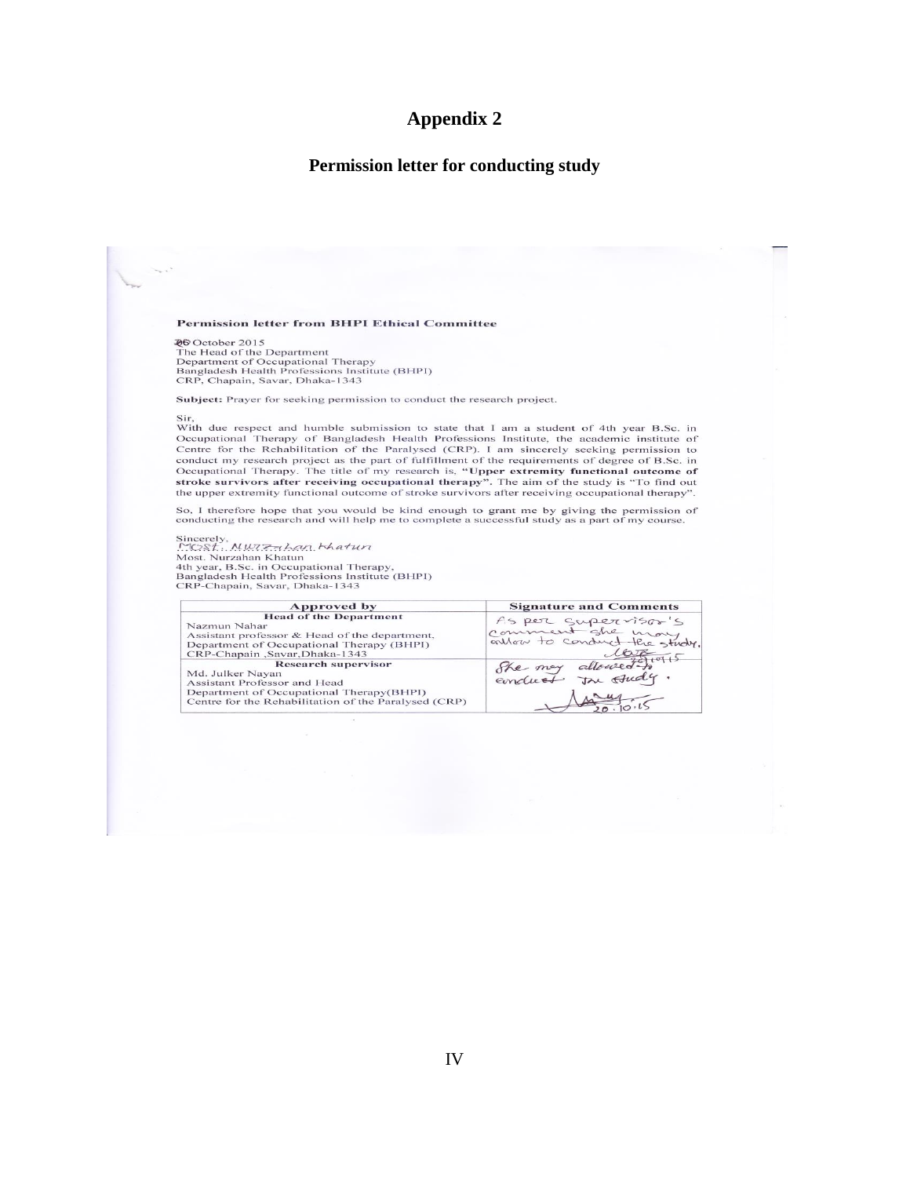# Appendix 2

## Permission letter for conducting study

**Permission letter from BHPI Ethical Committee**

20 October 2015
The Head of the Department
Department of Occupational Therapy
Bangladesh Health Professions Institute (BHPI)
CRP, Chapain, Savar, Dhaka-1343

**Subject:** Prayer for seeking permission to conduct the research project.

Sir,
With due respect and humble submission to state that I am a student of 4th year B.Sc. in Occupational Therapy of Bangladesh Health Professions Institute, the academic institute of Centre for the Rehabilitation of the Paralysed (CRP). I am sincerely seeking permission to conduct my research project as the part of fulfillment of the requirements of degree of B.Sc. in Occupational Therapy. The title of my research is, **"Upper extremity functional outcome of stroke survivors after receiving occupational therapy".** The aim of the study is "To find out the upper extremity functional outcome of stroke survivors after receiving occupational therapy".

So, I therefore hope that you would be kind enough to grant me by giving the permission of conducting the research and will help me to complete a successful study as a part of my course.

Sincerely,
Most. Nurzahan Khatun
Most. Nurzahan Khatun
4th year, B.Sc. in Occupational Therapy,
Bangladesh Health Professions Institute (BHPI)
CRP-Chapain, Savar, Dhaka-1343

| Approved by | Signature and Comments |
|---|---|
| **Head of the Department**<br>Nazmun Nahar<br>Assistant professor & Head of the department,<br>Department of Occupational Therapy (BHPI)<br>CRP-Chapain ,Savar,Dhaka-1343 | As per supervisor's comment she may allow to conduct the study.<br>20.10.15 |
| **Research supervisor**<br>Md. Julker Nayan<br>Assistant Professor and Head<br>Department of Occupational Therapy(BHPI)<br>Centre for the Rehabilitation of the Paralysed (CRP) | She may allowed to conduct the study.<br>20.10.15 |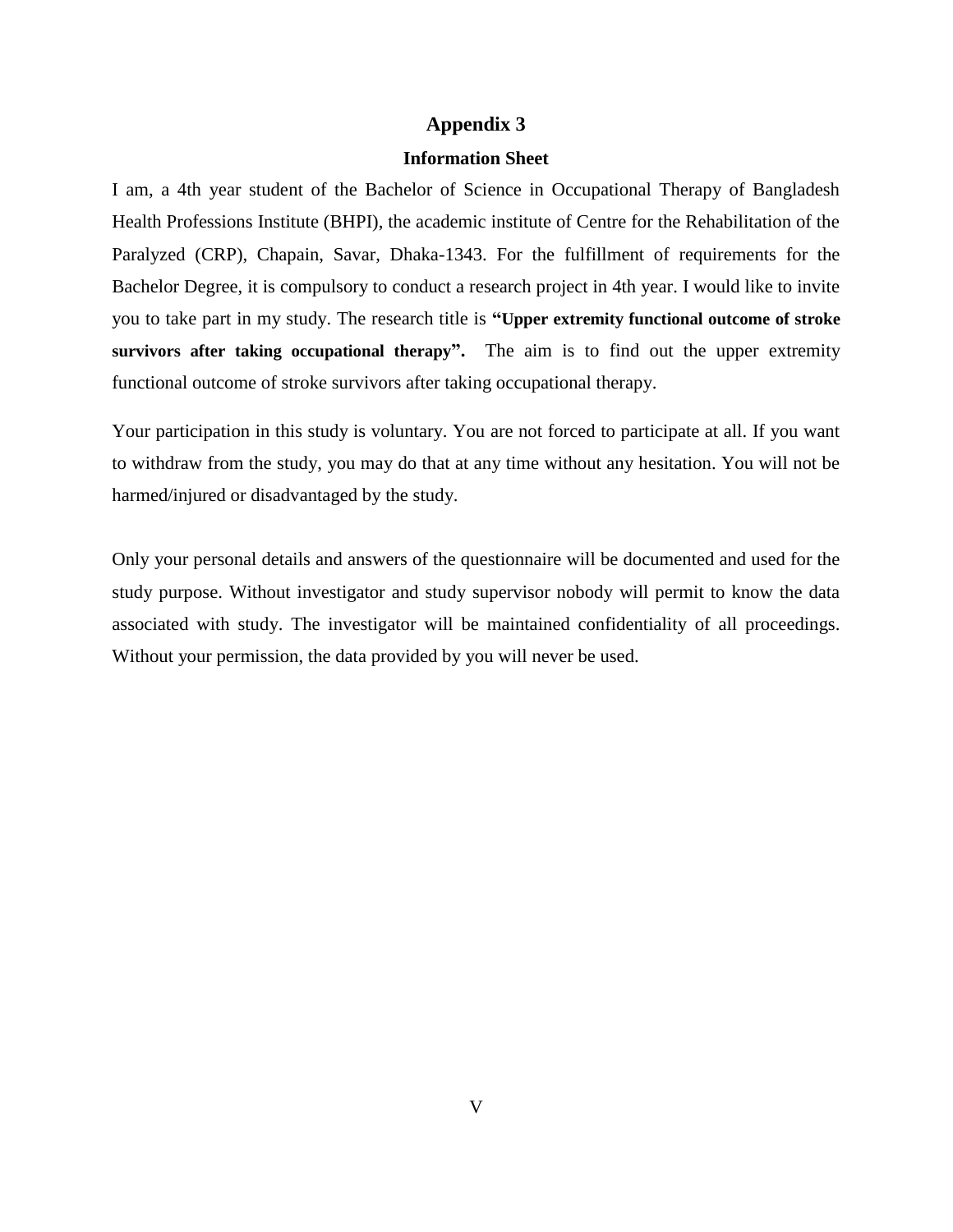# Appendix 3

## Information Sheet

I am, a 4th year student of the Bachelor of Science in Occupational Therapy of Bangladesh Health Professions Institute (BHPI), the academic institute of Centre for the Rehabilitation of the Paralyzed (CRP), Chapain, Savar, Dhaka-1343. For the fulfillment of requirements for the Bachelor Degree, it is compulsory to conduct a research project in 4th year. I would like to invite you to take part in my study. The research title is **"Upper extremity functional outcome of stroke survivors after taking occupational therapy".** The aim is to find out the upper extremity functional outcome of stroke survivors after taking occupational therapy.

Your participation in this study is voluntary. You are not forced to participate at all. If you want to withdraw from the study, you may do that at any time without any hesitation. You will not be harmed/injured or disadvantaged by the study.

Only your personal details and answers of the questionnaire will be documented and used for the study purpose. Without investigator and study supervisor nobody will permit to know the data associated with study. The investigator will be maintained confidentiality of all proceedings. Without your permission, the data provided by you will never be used.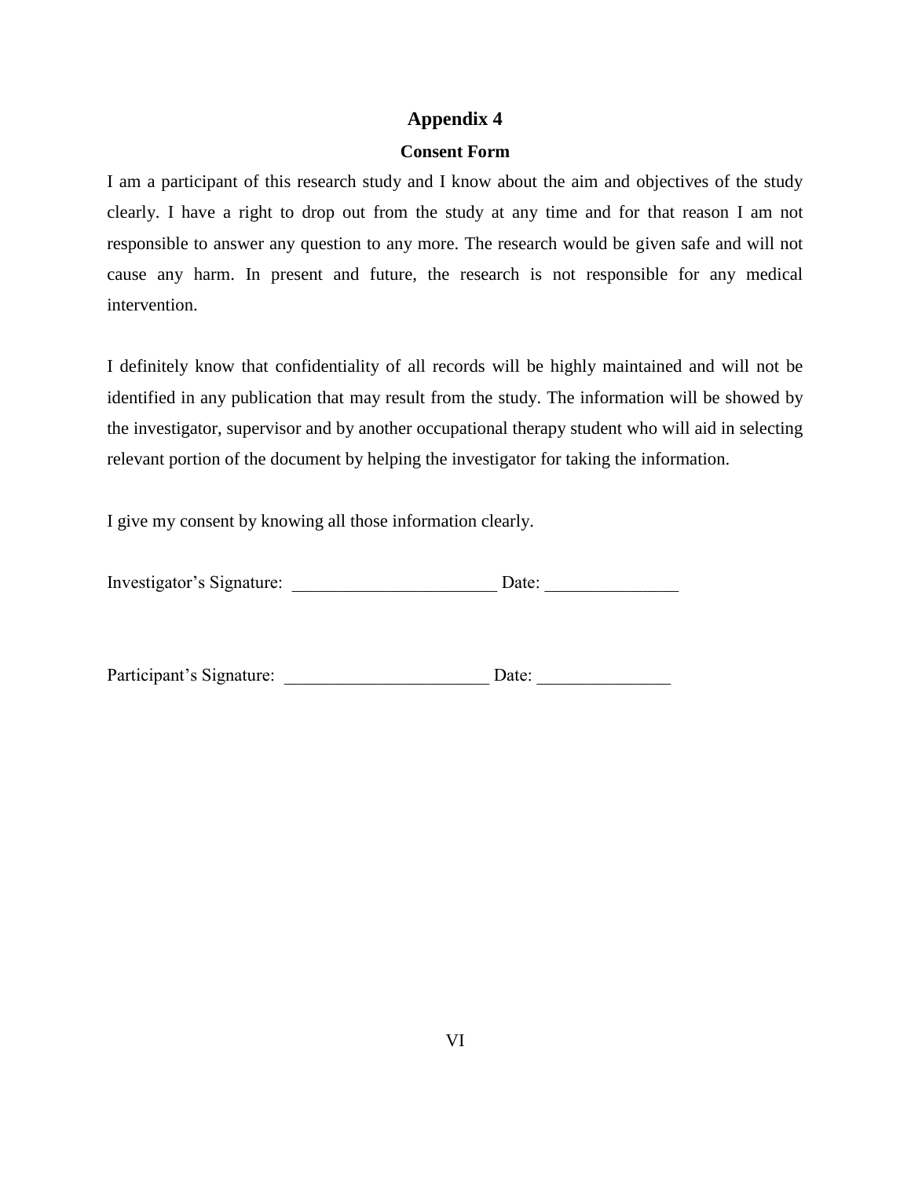# Appendix 4

## Consent Form

I am a participant of this research study and I know about the aim and objectives of the study clearly. I have a right to drop out from the study at any time and for that reason I am not responsible to answer any question to any more. The research would be given safe and will not cause any harm. In present and future, the research is not responsible for any medical intervention.

I definitely know that confidentiality of all records will be highly maintained and will not be identified in any publication that may result from the study. The information will be showed by the investigator, supervisor and by another occupational therapy student who will aid in selecting relevant portion of the document by helping the investigator for taking the information.

I give my consent by knowing all those information clearly.

Investigator's Signature: _______________________ Date: _______________

Participant's Signature: _______________________ Date: _______________